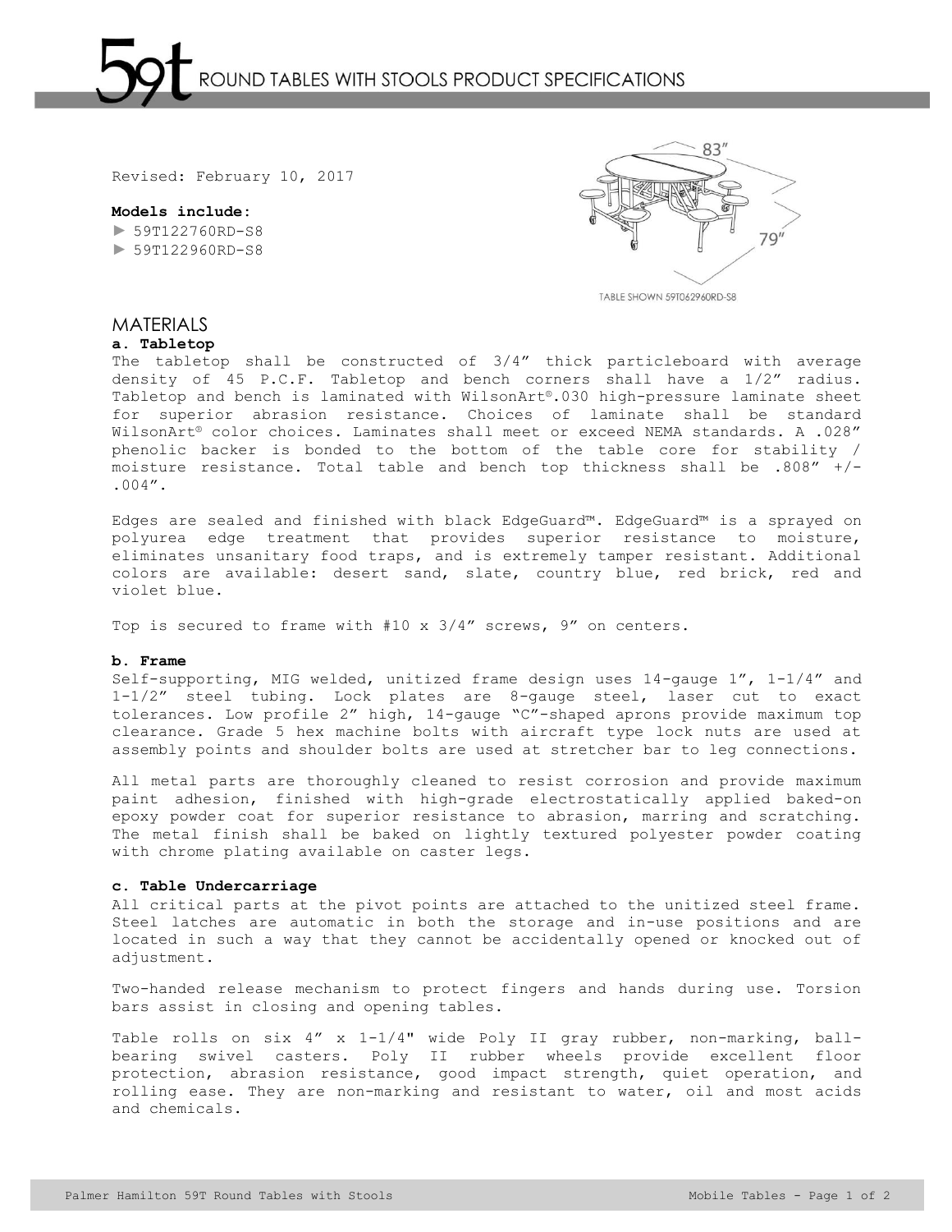# 59t ROUND TABLES WITH STOOLS PRODUCT SPECIFICATIONS

Revised: February 10, 2017

**Models include:**

► 59T122760RD-S8
► 59T122960RD-S8

83″

79″

TABLE SHOWN 59T062960RD-S8

## MATERIALS

### a. Tabletop

The tabletop shall be constructed of 3/4″ thick particleboard with average density of 45 P.C.F. Tabletop and bench corners shall have a 1/2″ radius. Tabletop and bench is laminated with WilsonArt®.030 high-pressure laminate sheet for superior abrasion resistance. Choices of laminate shall be standard WilsonArt® color choices. Laminates shall meet or exceed NEMA standards. A .028″ phenolic backer is bonded to the bottom of the table core for stability / moisture resistance. Total table and bench top thickness shall be .808″ +/- .004″.

Edges are sealed and finished with black EdgeGuard™. EdgeGuard™ is a sprayed on polyurea edge treatment that provides superior resistance to moisture, eliminates unsanitary food traps, and is extremely tamper resistant. Additional colors are available: desert sand, slate, country blue, red brick, red and violet blue.

Top is secured to frame with #10 x 3/4″ screws, 9″ on centers.

### b. Frame

Self-supporting, MIG welded, unitized frame design uses 14-gauge 1″, 1-1/4″ and 1-1/2″ steel tubing. Lock plates are 8-gauge steel, laser cut to exact tolerances. Low profile 2″ high, 14-gauge "C"-shaped aprons provide maximum top clearance. Grade 5 hex machine bolts with aircraft type lock nuts are used at assembly points and shoulder bolts are used at stretcher bar to leg connections.

All metal parts are thoroughly cleaned to resist corrosion and provide maximum paint adhesion, finished with high-grade electrostatically applied baked-on epoxy powder coat for superior resistance to abrasion, marring and scratching. The metal finish shall be baked on lightly textured polyester powder coating with chrome plating available on caster legs.

### c. Table Undercarriage

All critical parts at the pivot points are attached to the unitized steel frame. Steel latches are automatic in both the storage and in-use positions and are located in such a way that they cannot be accidentally opened or knocked out of adjustment.

Two-handed release mechanism to protect fingers and hands during use. Torsion bars assist in closing and opening tables.

Table rolls on six 4″ x 1-1/4" wide Poly II gray rubber, non-marking, ball-bearing swivel casters. Poly II rubber wheels provide excellent floor protection, abrasion resistance, good impact strength, quiet operation, and rolling ease. They are non-marking and resistant to water, oil and most acids and chemicals.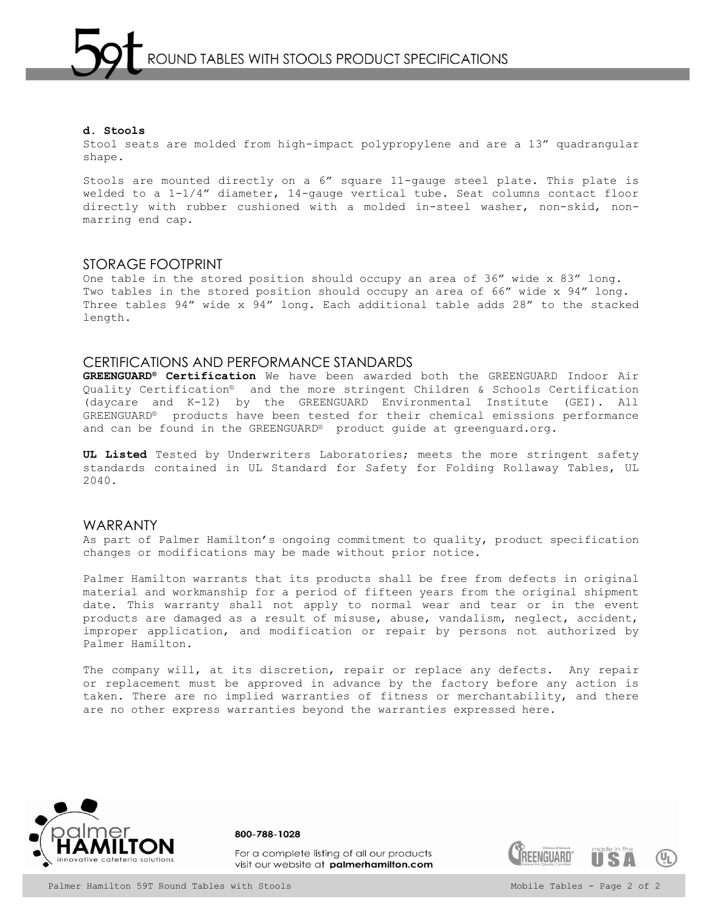**d. Stools**

Stool seats are molded from high-impact polypropylene and are a 13” quadrangular shape.

Stools are mounted directly on a 6” square 11-gauge steel plate. This plate is welded to a 1-1/4” diameter, 14-gauge vertical tube. Seat columns contact floor directly with rubber cushioned with a molded in-steel washer, non-skid, non-marring end cap.

## STORAGE FOOTPRINT

One table in the stored position should occupy an area of 36” wide x 83” long. Two tables in the stored position should occupy an area of 66” wide x 94” long. Three tables 94” wide x 94” long. Each additional table adds 28” to the stacked length.

## CERTIFICATIONS AND PERFORMANCE STANDARDS

**GREENGUARD® Certification** We have been awarded both the GREENGUARD Indoor Air Quality Certification® and the more stringent Children & Schools Certification (daycare and K-12) by the GREENGUARD Environmental Institute (GEI). All GREENGUARD® products have been tested for their chemical emissions performance and can be found in the GREENGUARD® product guide at greenguard.org.

**UL Listed** Tested by Underwriters Laboratories; meets the more stringent safety standards contained in UL Standard for Safety for Folding Rollaway Tables, UL 2040.

## WARRANTY

As part of Palmer Hamilton’s ongoing commitment to quality, product specification changes or modifications may be made without prior notice.

Palmer Hamilton warrants that its products shall be free from defects in original material and workmanship for a period of fifteen years from the original shipment date. This warranty shall not apply to normal wear and tear or in the event products are damaged as a result of misuse, abuse, vandalism, neglect, accident, improper application, and modification or repair by persons not authorized by Palmer Hamilton.

The company will, at its discretion, repair or replace any defects. Any repair or replacement must be approved in advance by the factory before any action is taken. There are no implied warranties of fitness or merchantability, and there are no other express warranties beyond the warranties expressed here.

palmer HAMILTON innovative cafeteria solutions

800-788-1028

For a complete listing of all our products visit our website at **palmerhamilton.com**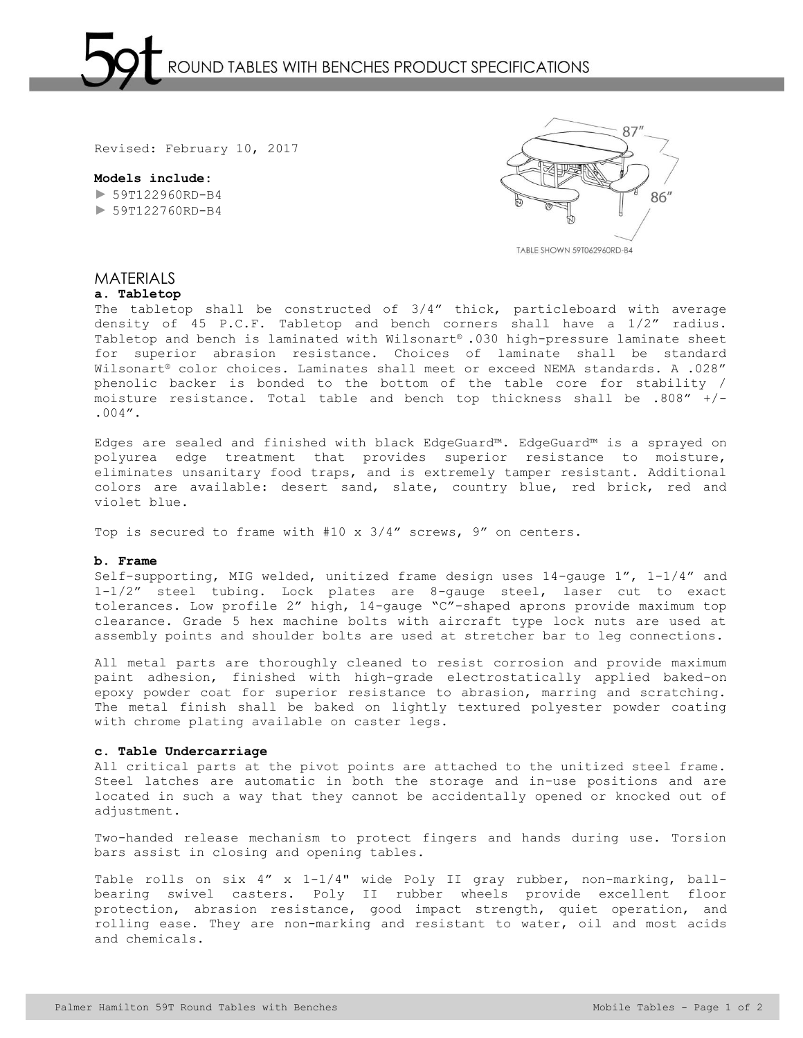# 59t ROUND TABLES WITH BENCHES PRODUCT SPECIFICATIONS

Revised: February 10, 2017

**Models include:**

► 59T122960RD-B4
► 59T122760RD-B4

87″

86″

TABLE SHOWN 59T062960RD-B4

## MATERIALS

### a. Tabletop

The tabletop shall be constructed of 3/4″ thick, particleboard with average density of 45 P.C.F. Tabletop and bench corners shall have a 1/2″ radius. Tabletop and bench is laminated with Wilsonart® .030 high-pressure laminate sheet for superior abrasion resistance. Choices of laminate shall be standard Wilsonart® color choices. Laminates shall meet or exceed NEMA standards. A .028″ phenolic backer is bonded to the bottom of the table core for stability / moisture resistance. Total table and bench top thickness shall be .808″ +/- .004″.

Edges are sealed and finished with black EdgeGuard™. EdgeGuard™ is a sprayed on polyurea edge treatment that provides superior resistance to moisture, eliminates unsanitary food traps, and is extremely tamper resistant. Additional colors are available: desert sand, slate, country blue, red brick, red and violet blue.

Top is secured to frame with #10 x 3/4″ screws, 9″ on centers.

### b. Frame

Self-supporting, MIG welded, unitized frame design uses 14-gauge 1″, 1-1/4″ and 1-1/2″ steel tubing. Lock plates are 8-gauge steel, laser cut to exact tolerances. Low profile 2″ high, 14-gauge "C"-shaped aprons provide maximum top clearance. Grade 5 hex machine bolts with aircraft type lock nuts are used at assembly points and shoulder bolts are used at stretcher bar to leg connections.

All metal parts are thoroughly cleaned to resist corrosion and provide maximum paint adhesion, finished with high-grade electrostatically applied baked-on epoxy powder coat for superior resistance to abrasion, marring and scratching. The metal finish shall be baked on lightly textured polyester powder coating with chrome plating available on caster legs.

### c. Table Undercarriage

All critical parts at the pivot points are attached to the unitized steel frame. Steel latches are automatic in both the storage and in-use positions and are located in such a way that they cannot be accidentally opened or knocked out of adjustment.

Two-handed release mechanism to protect fingers and hands during use. Torsion bars assist in closing and opening tables.

Table rolls on six 4″ x 1-1/4" wide Poly II gray rubber, non-marking, ball-bearing swivel casters. Poly II rubber wheels provide excellent floor protection, abrasion resistance, good impact strength, quiet operation, and rolling ease. They are non-marking and resistant to water, oil and most acids and chemicals.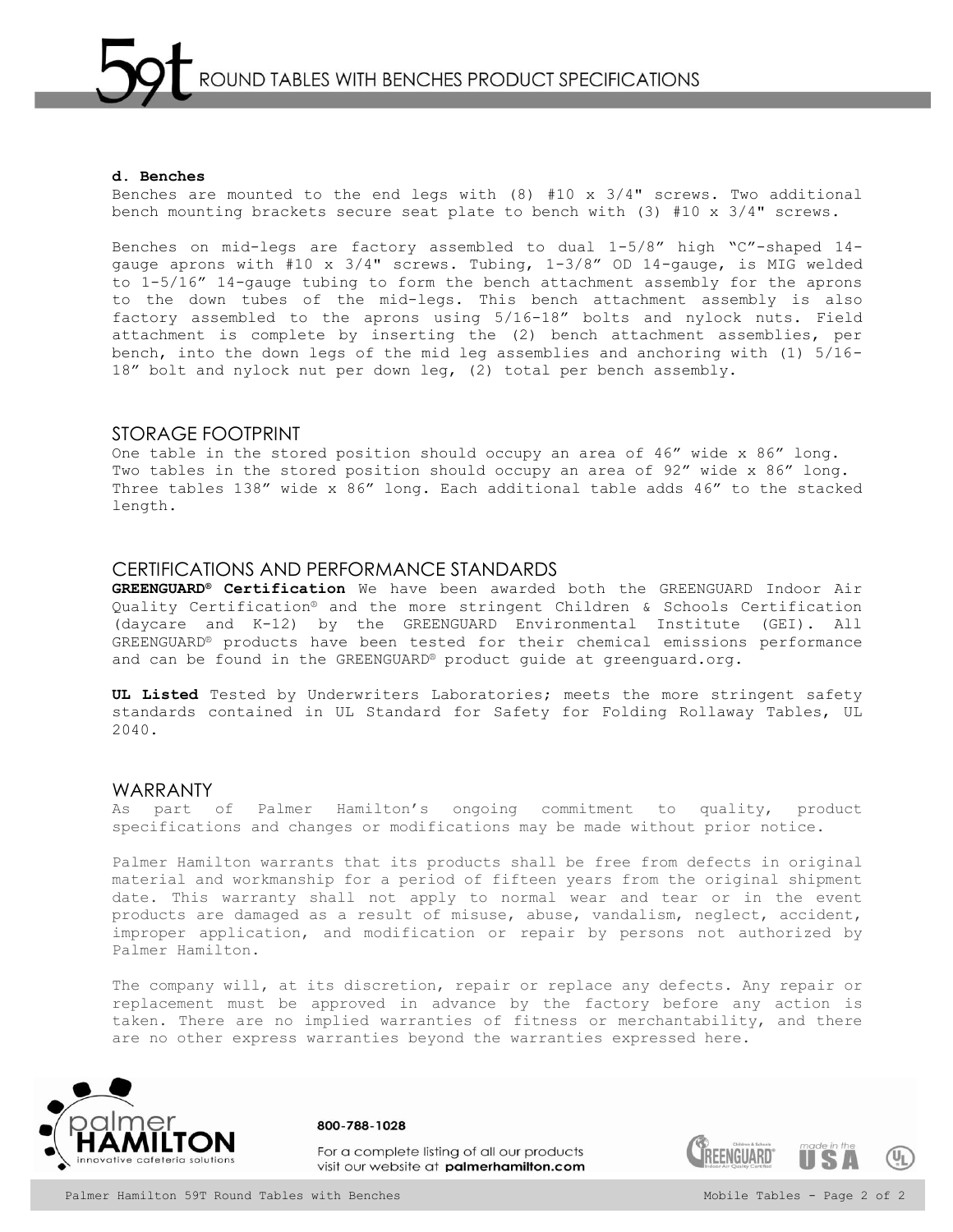**d. Benches**

Benches are mounted to the end legs with (8) #10 x 3/4" screws. Two additional bench mounting brackets secure seat plate to bench with (3) #10 x 3/4" screws.

Benches on mid-legs are factory assembled to dual 1-5/8" high "C"-shaped 14-gauge aprons with #10 x 3/4" screws. Tubing, 1-3/8" OD 14-gauge, is MIG welded to 1-5/16" 14-gauge tubing to form the bench attachment assembly for the aprons to the down tubes of the mid-legs. This bench attachment assembly is also factory assembled to the aprons using 5/16-18" bolts and nylock nuts. Field attachment is complete by inserting the (2) bench attachment assemblies, per bench, into the down legs of the mid leg assemblies and anchoring with (1) 5/16-18" bolt and nylock nut per down leg, (2) total per bench assembly.

## STORAGE FOOTPRINT

One table in the stored position should occupy an area of 46" wide x 86" long. Two tables in the stored position should occupy an area of 92" wide x 86" long. Three tables 138" wide x 86" long. Each additional table adds 46" to the stacked length.

## CERTIFICATIONS AND PERFORMANCE STANDARDS

**GREENGUARD® Certification** We have been awarded both the GREENGUARD Indoor Air Quality Certification® and the more stringent Children & Schools Certification (daycare and K-12) by the GREENGUARD Environmental Institute (GEI). All GREENGUARD® products have been tested for their chemical emissions performance and can be found in the GREENGUARD® product guide at greenguard.org.

**UL Listed** Tested by Underwriters Laboratories; meets the more stringent safety standards contained in UL Standard for Safety for Folding Rollaway Tables, UL 2040.

## WARRANTY

As part of Palmer Hamilton's ongoing commitment to quality, product specifications and changes or modifications may be made without prior notice.

Palmer Hamilton warrants that its products shall be free from defects in original material and workmanship for a period of fifteen years from the original shipment date. This warranty shall not apply to normal wear and tear or in the event products are damaged as a result of misuse, abuse, vandalism, neglect, accident, improper application, and modification or repair by persons not authorized by Palmer Hamilton.

The company will, at its discretion, repair or replace any defects. Any repair or replacement must be approved in advance by the factory before any action is taken. There are no implied warranties of fitness or merchantability, and there are no other express warranties beyond the warranties expressed here.

800-788-1028

For a complete listing of all our products visit our website at **palmerhamilton.com**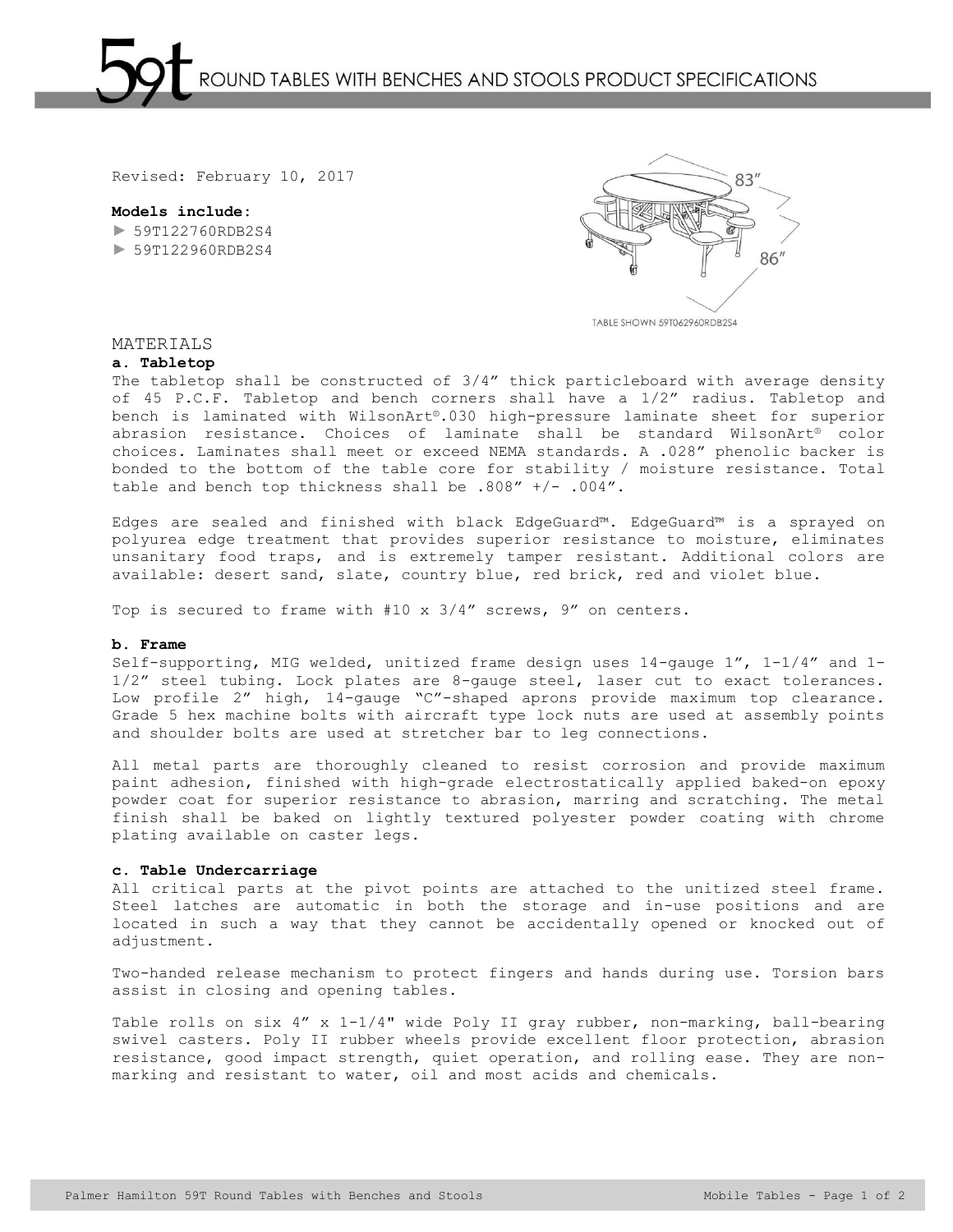# 59t ROUND TABLES WITH BENCHES AND STOOLS PRODUCT SPECIFICATIONS

Revised: February 10, 2017

**Models include:**

► 59T122760RDB2S4
► 59T122960RDB2S4

83″

86″

TABLE SHOWN 59T062960RDB2S4

## MATERIALS

### a. Tabletop

The tabletop shall be constructed of 3/4″ thick particleboard with average density of 45 P.C.F. Tabletop and bench corners shall have a 1/2″ radius. Tabletop and bench is laminated with WilsonArt®.030 high-pressure laminate sheet for superior abrasion resistance. Choices of laminate shall be standard WilsonArt® color choices. Laminates shall meet or exceed NEMA standards. A .028″ phenolic backer is bonded to the bottom of the table core for stability / moisture resistance. Total table and bench top thickness shall be .808″ +/- .004″.

Edges are sealed and finished with black EdgeGuard™. EdgeGuard™ is a sprayed on polyurea edge treatment that provides superior resistance to moisture, eliminates unsanitary food traps, and is extremely tamper resistant. Additional colors are available: desert sand, slate, country blue, red brick, red and violet blue.

Top is secured to frame with #10 x 3/4″ screws, 9″ on centers.

### b. Frame

Self-supporting, MIG welded, unitized frame design uses 14-gauge 1″, 1-1/4″ and 1-1/2″ steel tubing. Lock plates are 8-gauge steel, laser cut to exact tolerances. Low profile 2″ high, 14-gauge “C”-shaped aprons provide maximum top clearance. Grade 5 hex machine bolts with aircraft type lock nuts are used at assembly points and shoulder bolts are used at stretcher bar to leg connections.

All metal parts are thoroughly cleaned to resist corrosion and provide maximum paint adhesion, finished with high-grade electrostatically applied baked-on epoxy powder coat for superior resistance to abrasion, marring and scratching. The metal finish shall be baked on lightly textured polyester powder coating with chrome plating available on caster legs.

### c. Table Undercarriage

All critical parts at the pivot points are attached to the unitized steel frame. Steel latches are automatic in both the storage and in-use positions and are located in such a way that they cannot be accidentally opened or knocked out of adjustment.

Two-handed release mechanism to protect fingers and hands during use. Torsion bars assist in closing and opening tables.

Table rolls on six 4″ x 1-1/4" wide Poly II gray rubber, non-marking, ball-bearing swivel casters. Poly II rubber wheels provide excellent floor protection, abrasion resistance, good impact strength, quiet operation, and rolling ease. They are non-marking and resistant to water, oil and most acids and chemicals.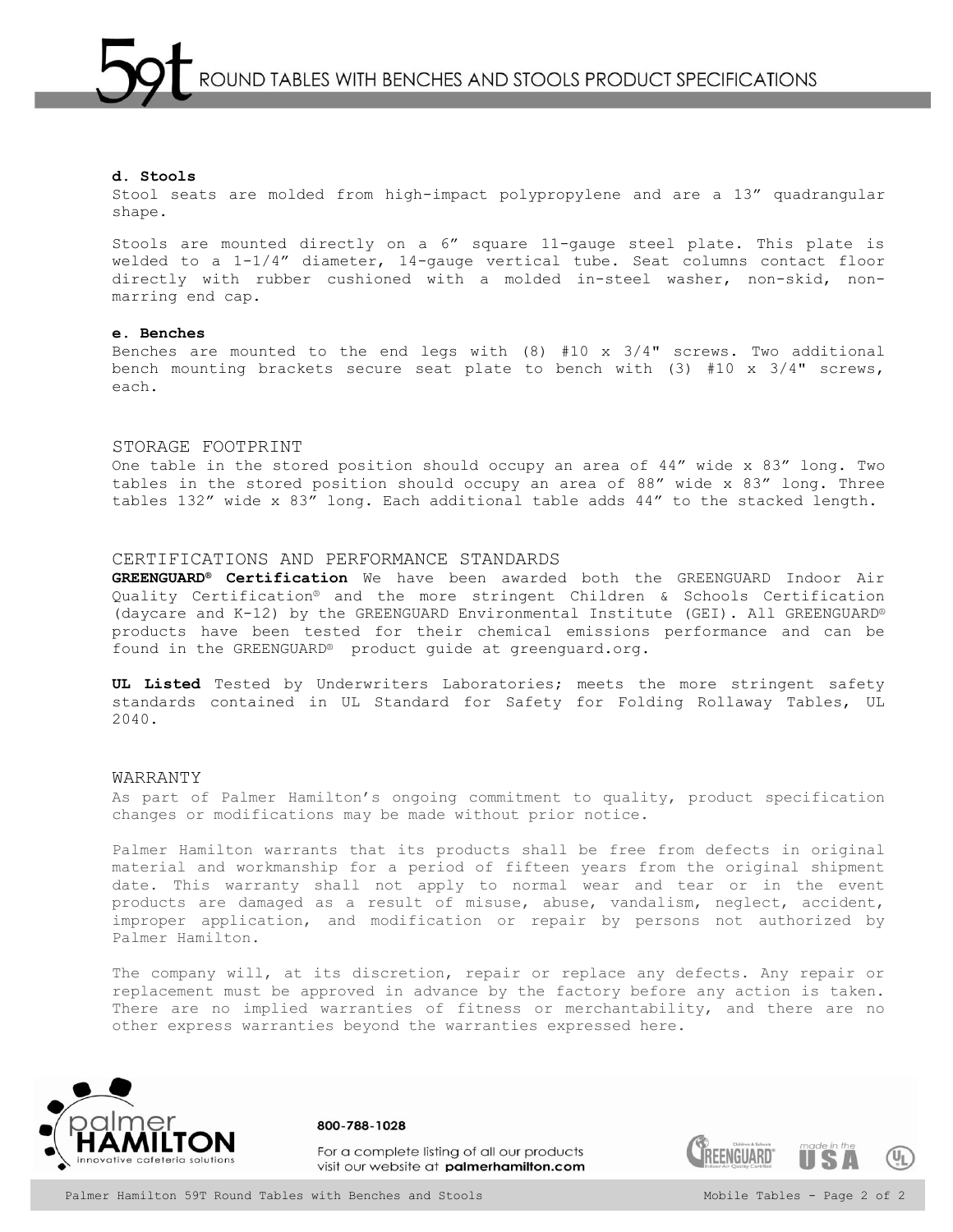**d. Stools**

Stool seats are molded from high-impact polypropylene and are a 13” quadrangular shape.

Stools are mounted directly on a 6” square 11-gauge steel plate. This plate is welded to a 1-1/4” diameter, 14-gauge vertical tube. Seat columns contact floor directly with rubber cushioned with a molded in-steel washer, non-skid, non-marring end cap.

**e. Benches**

Benches are mounted to the end legs with (8) #10 x 3/4" screws. Two additional bench mounting brackets secure seat plate to bench with (3) #10 x 3/4" screws, each.

## STORAGE FOOTPRINT

One table in the stored position should occupy an area of 44” wide x 83” long. Two tables in the stored position should occupy an area of 88” wide x 83” long. Three tables 132” wide x 83” long. Each additional table adds 44” to the stacked length.

## CERTIFICATIONS AND PERFORMANCE STANDARDS

**GREENGUARD® Certification** We have been awarded both the GREENGUARD Indoor Air Quality Certification® and the more stringent Children & Schools Certification (daycare and K-12) by the GREENGUARD Environmental Institute (GEI). All GREENGUARD® products have been tested for their chemical emissions performance and can be found in the GREENGUARD® product guide at greenguard.org.

**UL Listed** Tested by Underwriters Laboratories; meets the more stringent safety standards contained in UL Standard for Safety for Folding Rollaway Tables, UL 2040.

## WARRANTY

As part of Palmer Hamilton’s ongoing commitment to quality, product specification changes or modifications may be made without prior notice.

Palmer Hamilton warrants that its products shall be free from defects in original material and workmanship for a period of fifteen years from the original shipment date. This warranty shall not apply to normal wear and tear or in the event products are damaged as a result of misuse, abuse, vandalism, neglect, accident, improper application, and modification or repair by persons not authorized by Palmer Hamilton.

The company will, at its discretion, repair or replace any defects. Any repair or replacement must be approved in advance by the factory before any action is taken. There are no implied warranties of fitness or merchantability, and there are no other express warranties beyond the warranties expressed here.

palmer HAMILTON innovative cafeteria solutions

800-788-1028

For a complete listing of all our products visit our website at **palmerhamilton.com**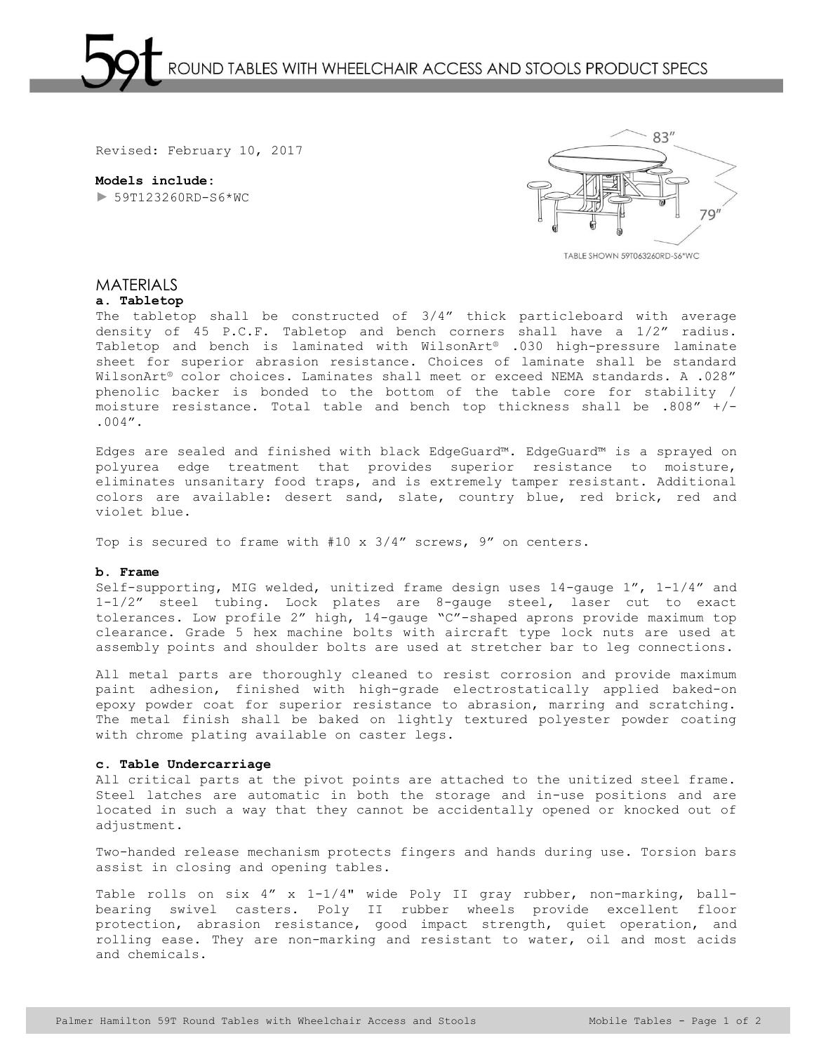# 59t ROUND TABLES WITH WHEELCHAIR ACCESS AND STOOLS PRODUCT SPECS

Revised: February 10, 2017

**Models include:**

► 59T123260RD-S6*WC

83″

79″

TABLE SHOWN 59T063260RD-S6*WC

## MATERIALS

**a. Tabletop**

The tabletop shall be constructed of 3/4″ thick particleboard with average density of 45 P.C.F. Tabletop and bench corners shall have a 1/2″ radius. Tabletop and bench is laminated with WilsonArt® .030 high-pressure laminate sheet for superior abrasion resistance. Choices of laminate shall be standard WilsonArt® color choices. Laminates shall meet or exceed NEMA standards. A .028″ phenolic backer is bonded to the bottom of the table core for stability / moisture resistance. Total table and bench top thickness shall be .808″ +/- .004″.

Edges are sealed and finished with black EdgeGuard™. EdgeGuard™ is a sprayed on polyurea edge treatment that provides superior resistance to moisture, eliminates unsanitary food traps, and is extremely tamper resistant. Additional colors are available: desert sand, slate, country blue, red brick, red and violet blue.

Top is secured to frame with #10 x 3/4″ screws, 9″ on centers.

**b. Frame**

Self-supporting, MIG welded, unitized frame design uses 14-gauge 1″, 1-1/4″ and 1-1/2″ steel tubing. Lock plates are 8-gauge steel, laser cut to exact tolerances. Low profile 2″ high, 14-gauge "C"-shaped aprons provide maximum top clearance. Grade 5 hex machine bolts with aircraft type lock nuts are used at assembly points and shoulder bolts are used at stretcher bar to leg connections.

All metal parts are thoroughly cleaned to resist corrosion and provide maximum paint adhesion, finished with high-grade electrostatically applied baked-on epoxy powder coat for superior resistance to abrasion, marring and scratching. The metal finish shall be baked on lightly textured polyester powder coating with chrome plating available on caster legs.

**c. Table Undercarriage**

All critical parts at the pivot points are attached to the unitized steel frame. Steel latches are automatic in both the storage and in-use positions and are located in such a way that they cannot be accidentally opened or knocked out of adjustment.

Two-handed release mechanism protects fingers and hands during use. Torsion bars assist in closing and opening tables.

Table rolls on six 4″ x 1-1/4" wide Poly II gray rubber, non-marking, ball-bearing swivel casters. Poly II rubber wheels provide excellent floor protection, abrasion resistance, good impact strength, quiet operation, and rolling ease. They are non-marking and resistant to water, oil and most acids and chemicals.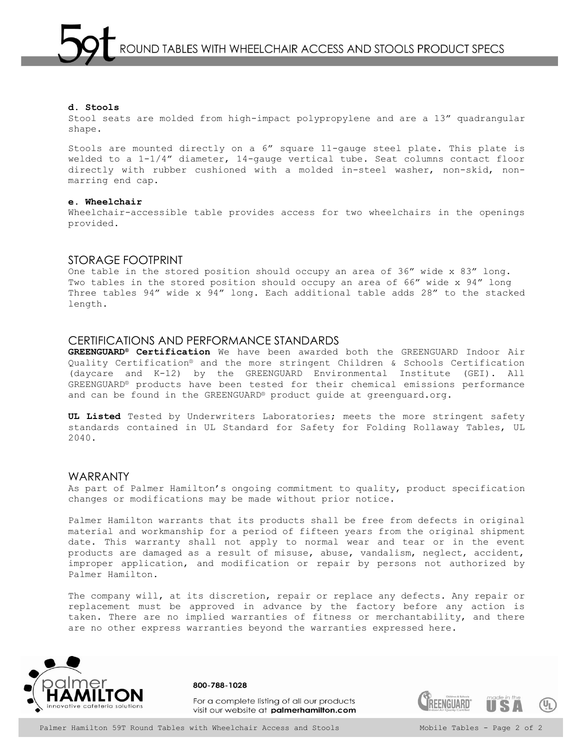**d. Stools**
Stool seats are molded from high-impact polypropylene and are a 13” quadrangular shape.

Stools are mounted directly on a 6” square 11-gauge steel plate. This plate is welded to a 1-1/4” diameter, 14-gauge vertical tube. Seat columns contact floor directly with rubber cushioned with a molded in-steel washer, non-skid, non-marring end cap.

**e. Wheelchair**
Wheelchair-accessible table provides access for two wheelchairs in the openings provided.

## STORAGE FOOTPRINT

One table in the stored position should occupy an area of 36” wide x 83” long. Two tables in the stored position should occupy an area of 66” wide x 94” long Three tables 94” wide x 94” long. Each additional table adds 28” to the stacked length.

## CERTIFICATIONS AND PERFORMANCE STANDARDS

**GREENGUARD® Certification** We have been awarded both the GREENGUARD Indoor Air Quality Certification® and the more stringent Children & Schools Certification (daycare and K-12) by the GREENGUARD Environmental Institute (GEI). All GREENGUARD® products have been tested for their chemical emissions performance and can be found in the GREENGUARD® product guide at greenguard.org.

**UL Listed** Tested by Underwriters Laboratories; meets the more stringent safety standards contained in UL Standard for Safety for Folding Rollaway Tables, UL 2040.

## WARRANTY

As part of Palmer Hamilton’s ongoing commitment to quality, product specification changes or modifications may be made without prior notice.

Palmer Hamilton warrants that its products shall be free from defects in original material and workmanship for a period of fifteen years from the original shipment date. This warranty shall not apply to normal wear and tear or in the event products are damaged as a result of misuse, abuse, vandalism, neglect, accident, improper application, and modification or repair by persons not authorized by Palmer Hamilton.

The company will, at its discretion, repair or replace any defects. Any repair or replacement must be approved in advance by the factory before any action is taken. There are no implied warranties of fitness or merchantability, and there are no other express warranties beyond the warranties expressed here.

800-788-1028

For a complete listing of all our products visit our website at **palmerhamilton.com**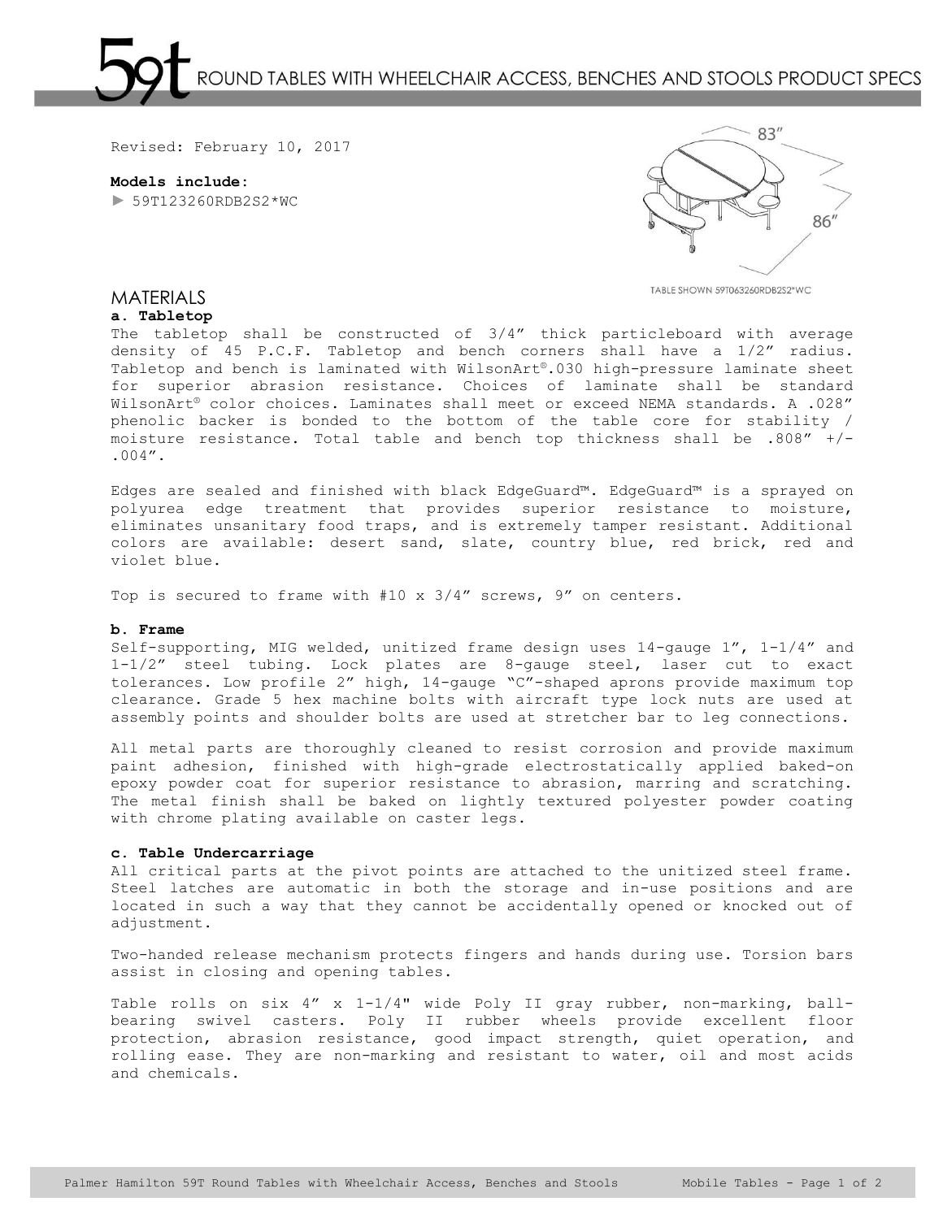# 59t ROUND TABLES WITH WHEELCHAIR ACCESS, BENCHES AND STOOLS PRODUCT SPECS

Revised: February 10, 2017

**Models include:**

► 59T123260RDB2S2*WC

83″

86″

TABLE SHOWN 59T063260RDB2S2*WC

## MATERIALS

**a. Tabletop**

The tabletop shall be constructed of 3/4″ thick particleboard with average density of 45 P.C.F. Tabletop and bench corners shall have a 1/2″ radius. Tabletop and bench is laminated with WilsonArt®.030 high-pressure laminate sheet for superior abrasion resistance. Choices of laminate shall be standard WilsonArt® color choices. Laminates shall meet or exceed NEMA standards. A .028″ phenolic backer is bonded to the bottom of the table core for stability / moisture resistance. Total table and bench top thickness shall be .808″ +/- .004″.

Edges are sealed and finished with black EdgeGuard™. EdgeGuard™ is a sprayed on polyurea edge treatment that provides superior resistance to moisture, eliminates unsanitary food traps, and is extremely tamper resistant. Additional colors are available: desert sand, slate, country blue, red brick, red and violet blue.

Top is secured to frame with #10 x 3/4″ screws, 9″ on centers.

**b. Frame**

Self-supporting, MIG welded, unitized frame design uses 14-gauge 1″, 1-1/4″ and 1-1/2″ steel tubing. Lock plates are 8-gauge steel, laser cut to exact tolerances. Low profile 2″ high, 14-gauge "C"-shaped aprons provide maximum top clearance. Grade 5 hex machine bolts with aircraft type lock nuts are used at assembly points and shoulder bolts are used at stretcher bar to leg connections.

All metal parts are thoroughly cleaned to resist corrosion and provide maximum paint adhesion, finished with high-grade electrostatically applied baked-on epoxy powder coat for superior resistance to abrasion, marring and scratching. The metal finish shall be baked on lightly textured polyester powder coating with chrome plating available on caster legs.

**c. Table Undercarriage**

All critical parts at the pivot points are attached to the unitized steel frame. Steel latches are automatic in both the storage and in-use positions and are located in such a way that they cannot be accidentally opened or knocked out of adjustment.

Two-handed release mechanism protects fingers and hands during use. Torsion bars assist in closing and opening tables.

Table rolls on six 4″ x 1-1/4" wide Poly II gray rubber, non-marking, ball-bearing swivel casters. Poly II rubber wheels provide excellent floor protection, abrasion resistance, good impact strength, quiet operation, and rolling ease. They are non-marking and resistant to water, oil and most acids and chemicals.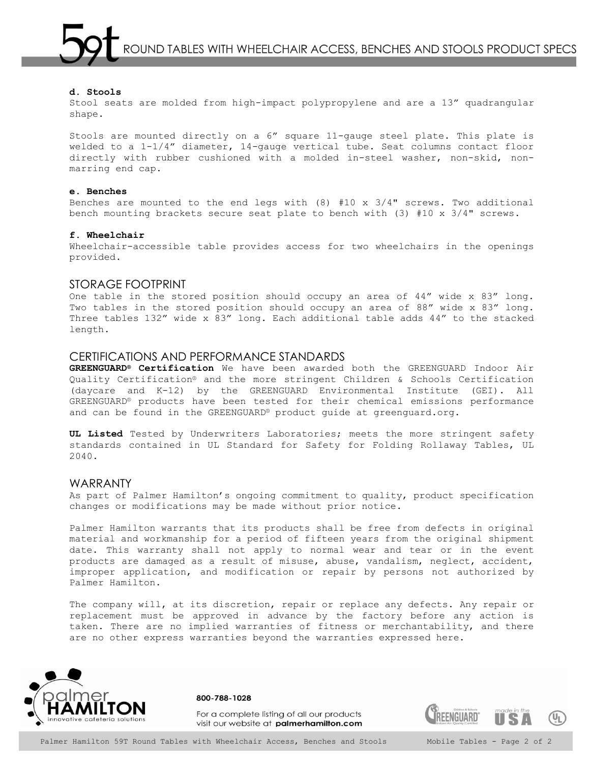**d. Stools**

Stool seats are molded from high-impact polypropylene and are a 13” quadrangular shape.

Stools are mounted directly on a 6” square 11-gauge steel plate. This plate is welded to a 1-1/4” diameter, 14-gauge vertical tube. Seat columns contact floor directly with rubber cushioned with a molded in-steel washer, non-skid, non-marring end cap.

**e. Benches**

Benches are mounted to the end legs with (8) #10 x 3/4" screws. Two additional bench mounting brackets secure seat plate to bench with (3) #10 x 3/4" screws.

**f. Wheelchair**

Wheelchair-accessible table provides access for two wheelchairs in the openings provided.

## STORAGE FOOTPRINT

One table in the stored position should occupy an area of 44” wide x 83” long. Two tables in the stored position should occupy an area of 88” wide x 83” long. Three tables 132” wide x 83” long. Each additional table adds 44” to the stacked length.

## CERTIFICATIONS AND PERFORMANCE STANDARDS

**GREENGUARD® Certification** We have been awarded both the GREENGUARD Indoor Air Quality Certification® and the more stringent Children & Schools Certification (daycare and K-12) by the GREENGUARD Environmental Institute (GEI). All GREENGUARD® products have been tested for their chemical emissions performance and can be found in the GREENGUARD® product guide at greenguard.org.

**UL Listed** Tested by Underwriters Laboratories; meets the more stringent safety standards contained in UL Standard for Safety for Folding Rollaway Tables, UL 2040.

## WARRANTY

As part of Palmer Hamilton’s ongoing commitment to quality, product specification changes or modifications may be made without prior notice.

Palmer Hamilton warrants that its products shall be free from defects in original material and workmanship for a period of fifteen years from the original shipment date. This warranty shall not apply to normal wear and tear or in the event products are damaged as a result of misuse, abuse, vandalism, neglect, accident, improper application, and modification or repair by persons not authorized by Palmer Hamilton.

The company will, at its discretion, repair or replace any defects. Any repair or replacement must be approved in advance by the factory before any action is taken. There are no implied warranties of fitness or merchantability, and there are no other express warranties beyond the warranties expressed here.

palmer HAMILTON innovative cafeteria solutions

800-788-1028

For a complete listing of all our products visit our website at **palmerhamilton.com**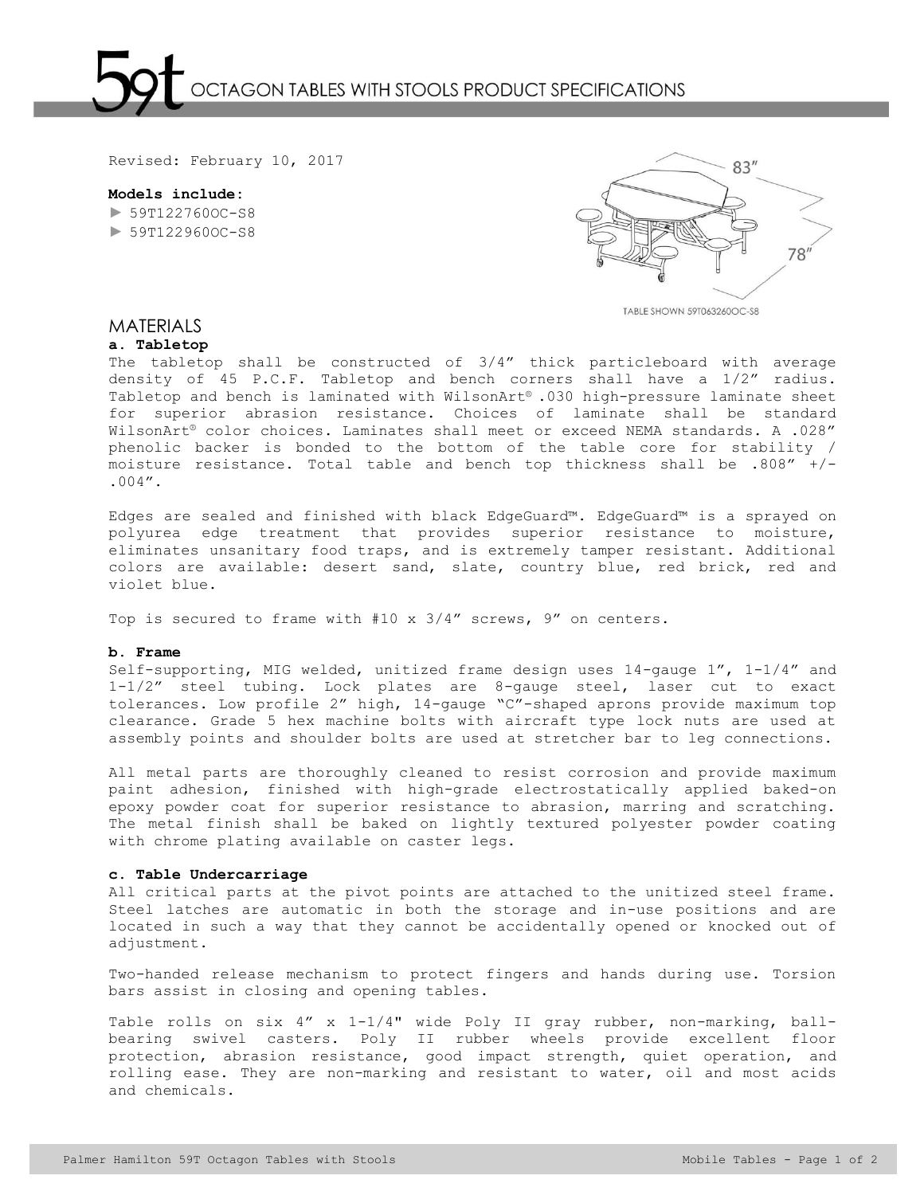# OCTAGON TABLES WITH STOOLS PRODUCT SPECIFICATIONS

Revised: February 10, 2017

**Models include:**

- ► 59T122760OC-S8
- ► 59T122960OC-S8

83″

78″

TABLE SHOWN 59T063260OC-S8

## MATERIALS

### a. Tabletop

The tabletop shall be constructed of 3/4″ thick particleboard with average density of 45 P.C.F. Tabletop and bench corners shall have a 1/2″ radius. Tabletop and bench is laminated with WilsonArt® .030 high-pressure laminate sheet for superior abrasion resistance. Choices of laminate shall be standard WilsonArt® color choices. Laminates shall meet or exceed NEMA standards. A .028″ phenolic backer is bonded to the bottom of the table core for stability / moisture resistance. Total table and bench top thickness shall be .808″ +/- .004″.

Edges are sealed and finished with black EdgeGuard™. EdgeGuard™ is a sprayed on polyurea edge treatment that provides superior resistance to moisture, eliminates unsanitary food traps, and is extremely tamper resistant. Additional colors are available: desert sand, slate, country blue, red brick, red and violet blue.

Top is secured to frame with #10 x 3/4″ screws, 9″ on centers.

### b. Frame

Self-supporting, MIG welded, unitized frame design uses 14-gauge 1″, 1-1/4″ and 1-1/2″ steel tubing. Lock plates are 8-gauge steel, laser cut to exact tolerances. Low profile 2″ high, 14-gauge "C"-shaped aprons provide maximum top clearance. Grade 5 hex machine bolts with aircraft type lock nuts are used at assembly points and shoulder bolts are used at stretcher bar to leg connections.

All metal parts are thoroughly cleaned to resist corrosion and provide maximum paint adhesion, finished with high-grade electrostatically applied baked-on epoxy powder coat for superior resistance to abrasion, marring and scratching. The metal finish shall be baked on lightly textured polyester powder coating with chrome plating available on caster legs.

### c. Table Undercarriage

All critical parts at the pivot points are attached to the unitized steel frame. Steel latches are automatic in both the storage and in-use positions and are located in such a way that they cannot be accidentally opened or knocked out of adjustment.

Two-handed release mechanism to protect fingers and hands during use. Torsion bars assist in closing and opening tables.

Table rolls on six 4″ x 1-1/4" wide Poly II gray rubber, non-marking, ball-bearing swivel casters. Poly II rubber wheels provide excellent floor protection, abrasion resistance, good impact strength, quiet operation, and rolling ease. They are non-marking and resistant to water, oil and most acids and chemicals.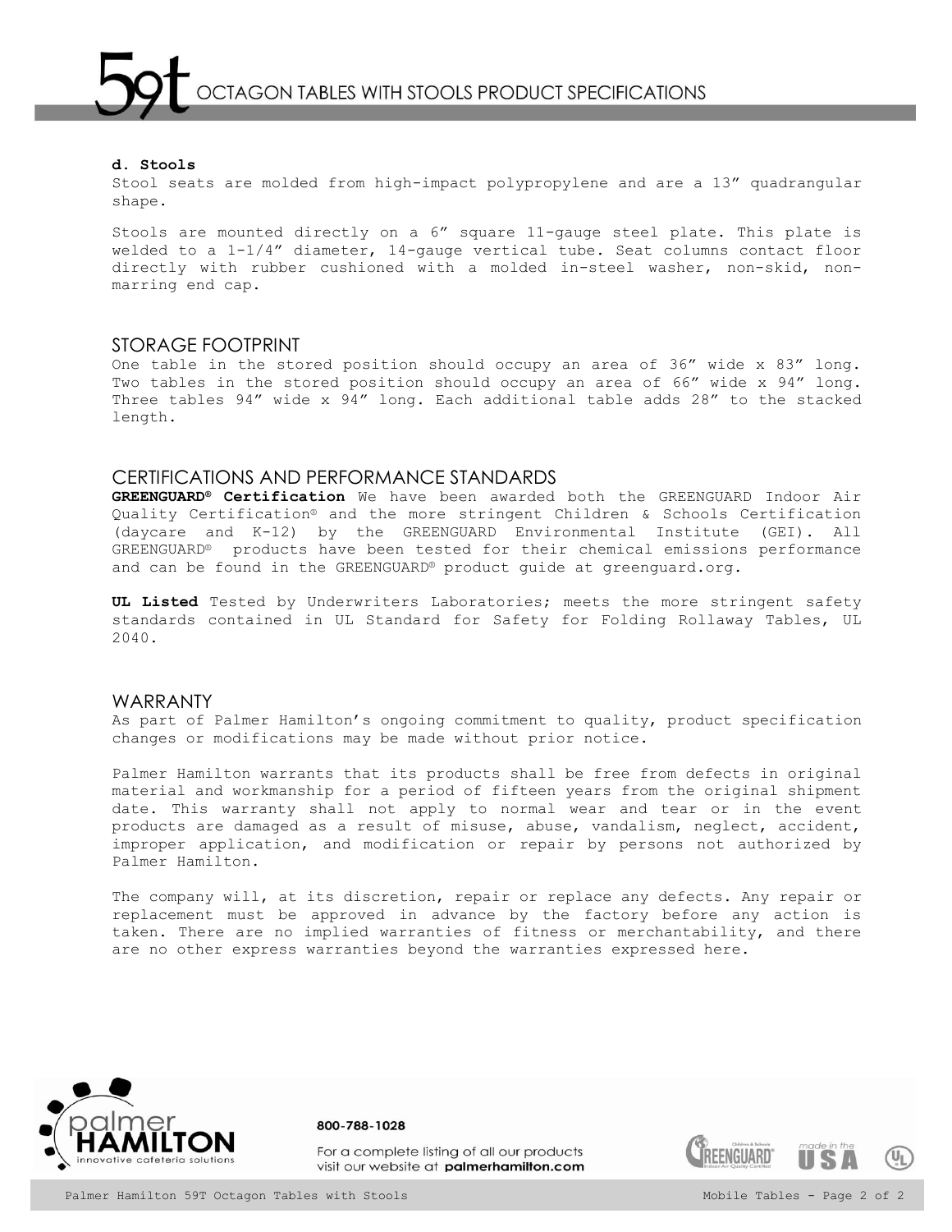# 59t OCTAGON TABLES WITH STOOLS PRODUCT SPECIFICATIONS

**d. Stools**

Stool seats are molded from high-impact polypropylene and are a 13” quadrangular shape.

Stools are mounted directly on a 6” square 11-gauge steel plate. This plate is welded to a 1-1/4” diameter, 14-gauge vertical tube. Seat columns contact floor directly with rubber cushioned with a molded in-steel washer, non-skid, non-marring end cap.

## STORAGE FOOTPRINT

One table in the stored position should occupy an area of 36” wide x 83” long. Two tables in the stored position should occupy an area of 66” wide x 94” long. Three tables 94” wide x 94” long. Each additional table adds 28” to the stacked length.

## CERTIFICATIONS AND PERFORMANCE STANDARDS

**GREENGUARD® Certification** We have been awarded both the GREENGUARD Indoor Air Quality Certification® and the more stringent Children & Schools Certification (daycare and K-12) by the GREENGUARD Environmental Institute (GEI). All GREENGUARD® products have been tested for their chemical emissions performance and can be found in the GREENGUARD® product guide at greenguard.org.

**UL Listed** Tested by Underwriters Laboratories; meets the more stringent safety standards contained in UL Standard for Safety for Folding Rollaway Tables, UL 2040.

## WARRANTY

As part of Palmer Hamilton’s ongoing commitment to quality, product specification changes or modifications may be made without prior notice.

Palmer Hamilton warrants that its products shall be free from defects in original material and workmanship for a period of fifteen years from the original shipment date. This warranty shall not apply to normal wear and tear or in the event products are damaged as a result of misuse, abuse, vandalism, neglect, accident, improper application, and modification or repair by persons not authorized by Palmer Hamilton.

The company will, at its discretion, repair or replace any defects. Any repair or replacement must be approved in advance by the factory before any action is taken. There are no implied warranties of fitness or merchantability, and there are no other express warranties beyond the warranties expressed here.

palmer HAMILTON innovative cafeteria solutions

800-788-1028

For a complete listing of all our products visit our website at **palmerhamilton.com**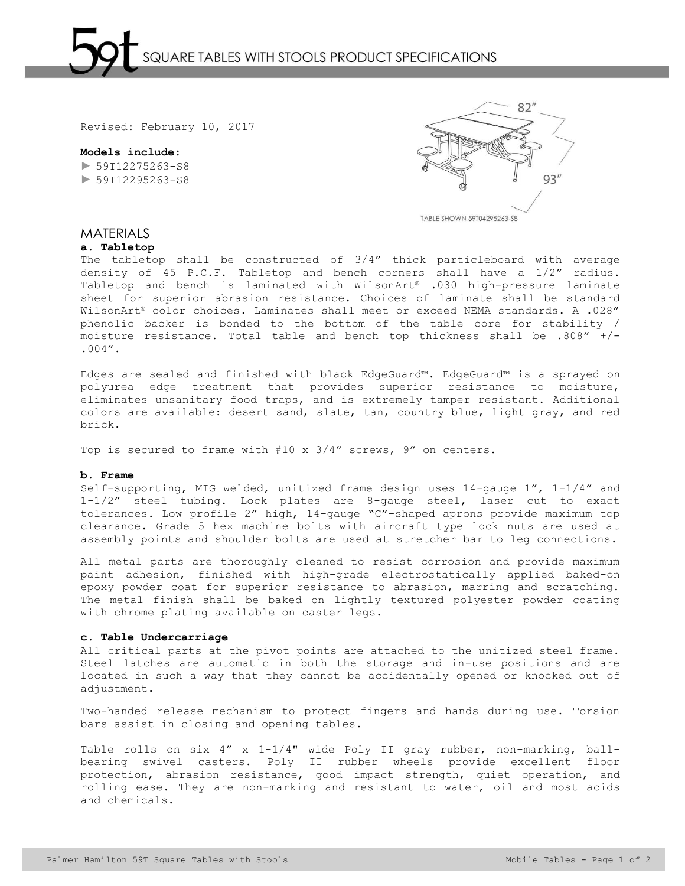# 59t SQUARE TABLES WITH STOOLS PRODUCT SPECIFICATIONS

Revised: February 10, 2017

**Models include:**

- ► 59T12275263-S8
- ► 59T12295263-S8

82"

93"

TABLE SHOWN 59T04295263-S8

## MATERIALS

### a. Tabletop

The tabletop shall be constructed of 3/4" thick particleboard with average density of 45 P.C.F. Tabletop and bench corners shall have a 1/2" radius. Tabletop and bench is laminated with WilsonArt® .030 high-pressure laminate sheet for superior abrasion resistance. Choices of laminate shall be standard WilsonArt® color choices. Laminates shall meet or exceed NEMA standards. A .028" phenolic backer is bonded to the bottom of the table core for stability / moisture resistance. Total table and bench top thickness shall be .808" +/- .004".

Edges are sealed and finished with black EdgeGuard™. EdgeGuard™ is a sprayed on polyurea edge treatment that provides superior resistance to moisture, eliminates unsanitary food traps, and is extremely tamper resistant. Additional colors are available: desert sand, slate, tan, country blue, light gray, and red brick.

Top is secured to frame with #10 x 3/4" screws, 9" on centers.

### b. Frame

Self-supporting, MIG welded, unitized frame design uses 14-gauge 1", 1-1/4" and 1-1/2" steel tubing. Lock plates are 8-gauge steel, laser cut to exact tolerances. Low profile 2" high, 14-gauge "C"-shaped aprons provide maximum top clearance. Grade 5 hex machine bolts with aircraft type lock nuts are used at assembly points and shoulder bolts are used at stretcher bar to leg connections.

All metal parts are thoroughly cleaned to resist corrosion and provide maximum paint adhesion, finished with high-grade electrostatically applied baked-on epoxy powder coat for superior resistance to abrasion, marring and scratching. The metal finish shall be baked on lightly textured polyester powder coating with chrome plating available on caster legs.

### c. Table Undercarriage

All critical parts at the pivot points are attached to the unitized steel frame. Steel latches are automatic in both the storage and in-use positions and are located in such a way that they cannot be accidentally opened or knocked out of adjustment.

Two-handed release mechanism to protect fingers and hands during use. Torsion bars assist in closing and opening tables.

Table rolls on six 4" x 1-1/4" wide Poly II gray rubber, non-marking, ball-bearing swivel casters. Poly II rubber wheels provide excellent floor protection, abrasion resistance, good impact strength, quiet operation, and rolling ease. They are non-marking and resistant to water, oil and most acids and chemicals.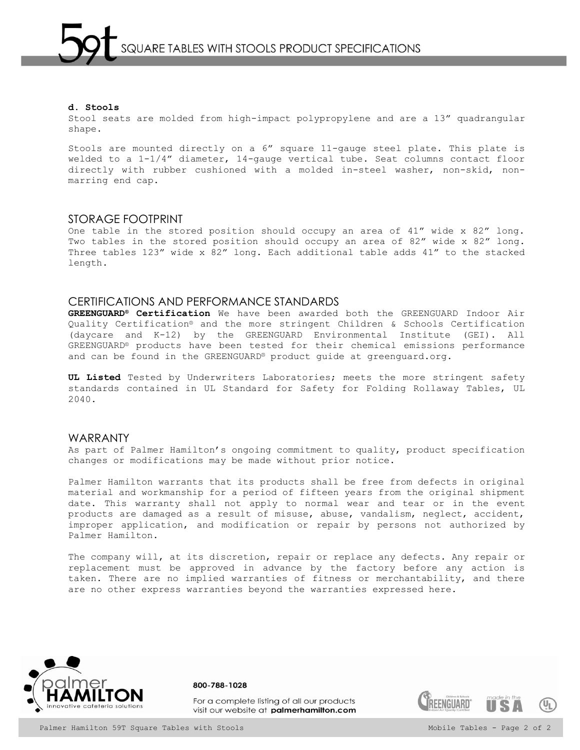**d. Stools**

Stool seats are molded from high-impact polypropylene and are a 13” quadrangular shape.

Stools are mounted directly on a 6” square 11-gauge steel plate. This plate is welded to a 1-1/4” diameter, 14-gauge vertical tube. Seat columns contact floor directly with rubber cushioned with a molded in-steel washer, non-skid, non-marring end cap.

## STORAGE FOOTPRINT

One table in the stored position should occupy an area of 41” wide x 82” long. Two tables in the stored position should occupy an area of 82” wide x 82” long. Three tables 123” wide x 82” long. Each additional table adds 41” to the stacked length.

## CERTIFICATIONS AND PERFORMANCE STANDARDS

**GREENGUARD® Certification** We have been awarded both the GREENGUARD Indoor Air Quality Certification® and the more stringent Children & Schools Certification (daycare and K-12) by the GREENGUARD Environmental Institute (GEI). All GREENGUARD® products have been tested for their chemical emissions performance and can be found in the GREENGUARD® product guide at greenguard.org.

**UL Listed** Tested by Underwriters Laboratories; meets the more stringent safety standards contained in UL Standard for Safety for Folding Rollaway Tables, UL 2040.

## WARRANTY

As part of Palmer Hamilton’s ongoing commitment to quality, product specification changes or modifications may be made without prior notice.

Palmer Hamilton warrants that its products shall be free from defects in original material and workmanship for a period of fifteen years from the original shipment date. This warranty shall not apply to normal wear and tear or in the event products are damaged as a result of misuse, abuse, vandalism, neglect, accident, improper application, and modification or repair by persons not authorized by Palmer Hamilton.

The company will, at its discretion, repair or replace any defects. Any repair or replacement must be approved in advance by the factory before any action is taken. There are no implied warranties of fitness or merchantability, and there are no other express warranties beyond the warranties expressed here.

800-788-1028

For a complete listing of all our products visit our website at **palmerhamilton.com**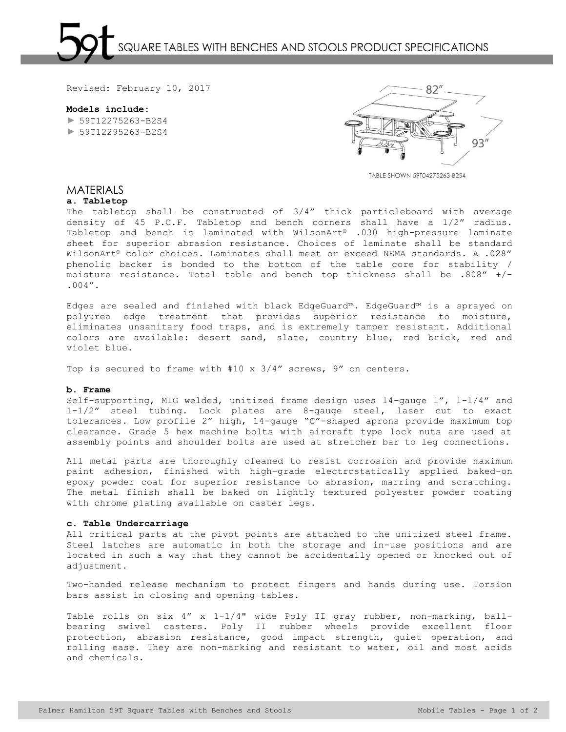# 59t SQUARE TABLES WITH BENCHES AND STOOLS PRODUCT SPECIFICATIONS

Revised: February 10, 2017

**Models include:**

- ► 59T12275263-B2S4
- ► 59T12295263-B2S4

82″

93″

TABLE SHOWN 59T04275263-B2S4

## MATERIALS

**a. Tabletop**

The tabletop shall be constructed of 3/4″ thick particleboard with average density of 45 P.C.F. Tabletop and bench corners shall have a 1/2″ radius. Tabletop and bench is laminated with WilsonArt® .030 high-pressure laminate sheet for superior abrasion resistance. Choices of laminate shall be standard WilsonArt® color choices. Laminates shall meet or exceed NEMA standards. A .028″ phenolic backer is bonded to the bottom of the table core for stability / moisture resistance. Total table and bench top thickness shall be .808″ +/- .004″.

Edges are sealed and finished with black EdgeGuard™. EdgeGuard™ is a sprayed on polyurea edge treatment that provides superior resistance to moisture, eliminates unsanitary food traps, and is extremely tamper resistant. Additional colors are available: desert sand, slate, country blue, red brick, red and violet blue.

Top is secured to frame with #10 x 3/4″ screws, 9″ on centers.

**b. Frame**

Self-supporting, MIG welded, unitized frame design uses 14-gauge 1″, 1-1/4″ and 1-1/2″ steel tubing. Lock plates are 8-gauge steel, laser cut to exact tolerances. Low profile 2″ high, 14-gauge "C"-shaped aprons provide maximum top clearance. Grade 5 hex machine bolts with aircraft type lock nuts are used at assembly points and shoulder bolts are used at stretcher bar to leg connections.

All metal parts are thoroughly cleaned to resist corrosion and provide maximum paint adhesion, finished with high-grade electrostatically applied baked-on epoxy powder coat for superior resistance to abrasion, marring and scratching. The metal finish shall be baked on lightly textured polyester powder coating with chrome plating available on caster legs.

**c. Table Undercarriage**

All critical parts at the pivot points are attached to the unitized steel frame. Steel latches are automatic in both the storage and in-use positions and are located in such a way that they cannot be accidentally opened or knocked out of adjustment.

Two-handed release mechanism to protect fingers and hands during use. Torsion bars assist in closing and opening tables.

Table rolls on six 4″ x 1-1/4" wide Poly II gray rubber, non-marking, ball-bearing swivel casters. Poly II rubber wheels provide excellent floor protection, abrasion resistance, good impact strength, quiet operation, and rolling ease. They are non-marking and resistant to water, oil and most acids and chemicals.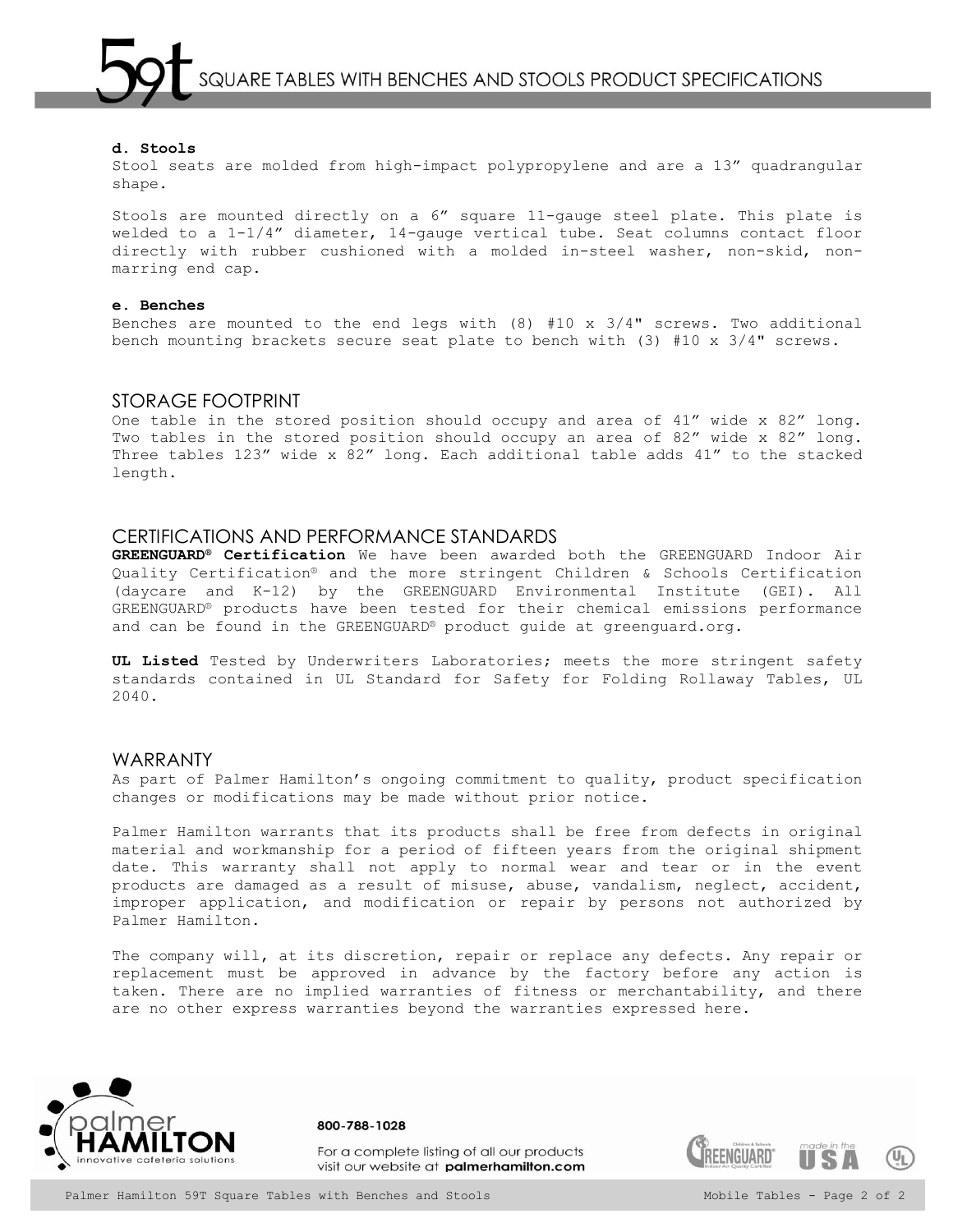**d. Stools**

Stool seats are molded from high-impact polypropylene and are a 13” quadrangular shape.

Stools are mounted directly on a 6” square 11-gauge steel plate. This plate is welded to a 1-1/4” diameter, 14-gauge vertical tube. Seat columns contact floor directly with rubber cushioned with a molded in-steel washer, non-skid, non-marring end cap.

**e. Benches**

Benches are mounted to the end legs with (8) #10 x 3/4" screws. Two additional bench mounting brackets secure seat plate to bench with (3) #10 x 3/4" screws.

## STORAGE FOOTPRINT

One table in the stored position should occupy and area of 41” wide x 82” long. Two tables in the stored position should occupy an area of 82” wide x 82” long. Three tables 123” wide x 82” long. Each additional table adds 41” to the stacked length.

## CERTIFICATIONS AND PERFORMANCE STANDARDS

**GREENGUARD® Certification** We have been awarded both the GREENGUARD Indoor Air Quality Certification® and the more stringent Children & Schools Certification (daycare and K-12) by the GREENGUARD Environmental Institute (GEI). All GREENGUARD® products have been tested for their chemical emissions performance and can be found in the GREENGUARD® product guide at greenguard.org.

**UL Listed** Tested by Underwriters Laboratories; meets the more stringent safety standards contained in UL Standard for Safety for Folding Rollaway Tables, UL 2040.

## WARRANTY

As part of Palmer Hamilton’s ongoing commitment to quality, product specification changes or modifications may be made without prior notice.

Palmer Hamilton warrants that its products shall be free from defects in original material and workmanship for a period of fifteen years from the original shipment date. This warranty shall not apply to normal wear and tear or in the event products are damaged as a result of misuse, abuse, vandalism, neglect, accident, improper application, and modification or repair by persons not authorized by Palmer Hamilton.

The company will, at its discretion, repair or replace any defects. Any repair or replacement must be approved in advance by the factory before any action is taken. There are no implied warranties of fitness or merchantability, and there are no other express warranties beyond the warranties expressed here.

800-788-1028

For a complete listing of all our products visit our website at **palmerhamilton.com**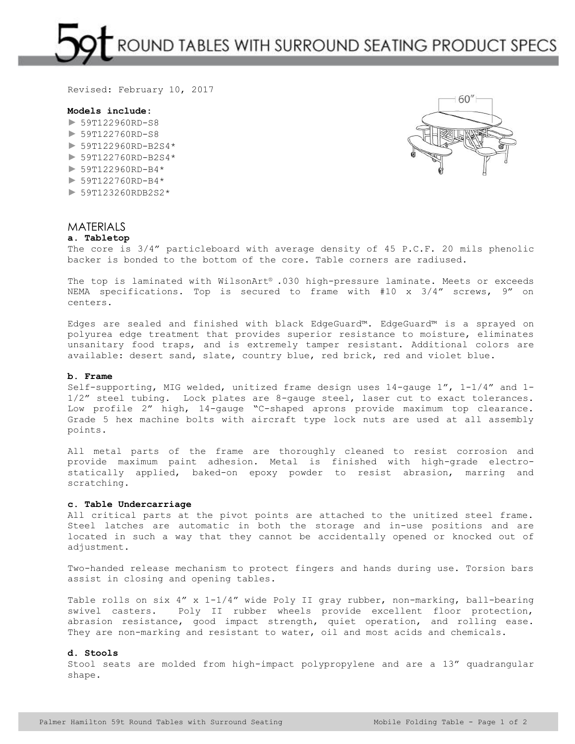# ROUND TABLES WITH SURROUND SEATING PRODUCT SPECS

Revised: February 10, 2017

**Models include:**

- ► 59T122960RD-S8
- ► 59T122760RD-S8
- ► 59T122960RD-B2S4*
- ► 59T122760RD-B2S4*
- ► 59T122960RD-B4*
- ► 59T122760RD-B4*
- ► 59T123260RDB2S2*

60″

## MATERIALS

**a. Tabletop**

The core is 3/4″ particleboard with average density of 45 P.C.F. 20 mils phenolic backer is bonded to the bottom of the core. Table corners are radiused.

The top is laminated with WilsonArt® .030 high-pressure laminate. Meets or exceeds NEMA specifications. Top is secured to frame with #10 x 3/4″ screws, 9″ on centers.

Edges are sealed and finished with black EdgeGuard™. EdgeGuard™ is a sprayed on polyurea edge treatment that provides superior resistance to moisture, eliminates unsanitary food traps, and is extremely tamper resistant. Additional colors are available: desert sand, slate, country blue, red brick, red and violet blue.

**b. Frame**

Self-supporting, MIG welded, unitized frame design uses 14-gauge 1″, 1-1/4″ and 1-1/2″ steel tubing. Lock plates are 8-gauge steel, laser cut to exact tolerances. Low profile 2″ high, 14-gauge "C-shaped aprons provide maximum top clearance. Grade 5 hex machine bolts with aircraft type lock nuts are used at all assembly points.

All metal parts of the frame are thoroughly cleaned to resist corrosion and provide maximum paint adhesion. Metal is finished with high-grade electro-statically applied, baked-on epoxy powder to resist abrasion, marring and scratching.

**c. Table Undercarriage**

All critical parts at the pivot points are attached to the unitized steel frame. Steel latches are automatic in both the storage and in-use positions and are located in such a way that they cannot be accidentally opened or knocked out of adjustment.

Two-handed release mechanism to protect fingers and hands during use. Torsion bars assist in closing and opening tables.

Table rolls on six 4″ x 1-1/4″ wide Poly II gray rubber, non-marking, ball-bearing swivel casters. Poly II rubber wheels provide excellent floor protection, abrasion resistance, good impact strength, quiet operation, and rolling ease. They are non-marking and resistant to water, oil and most acids and chemicals.

**d. Stools**

Stool seats are molded from high-impact polypropylene and are a 13″ quadrangular shape.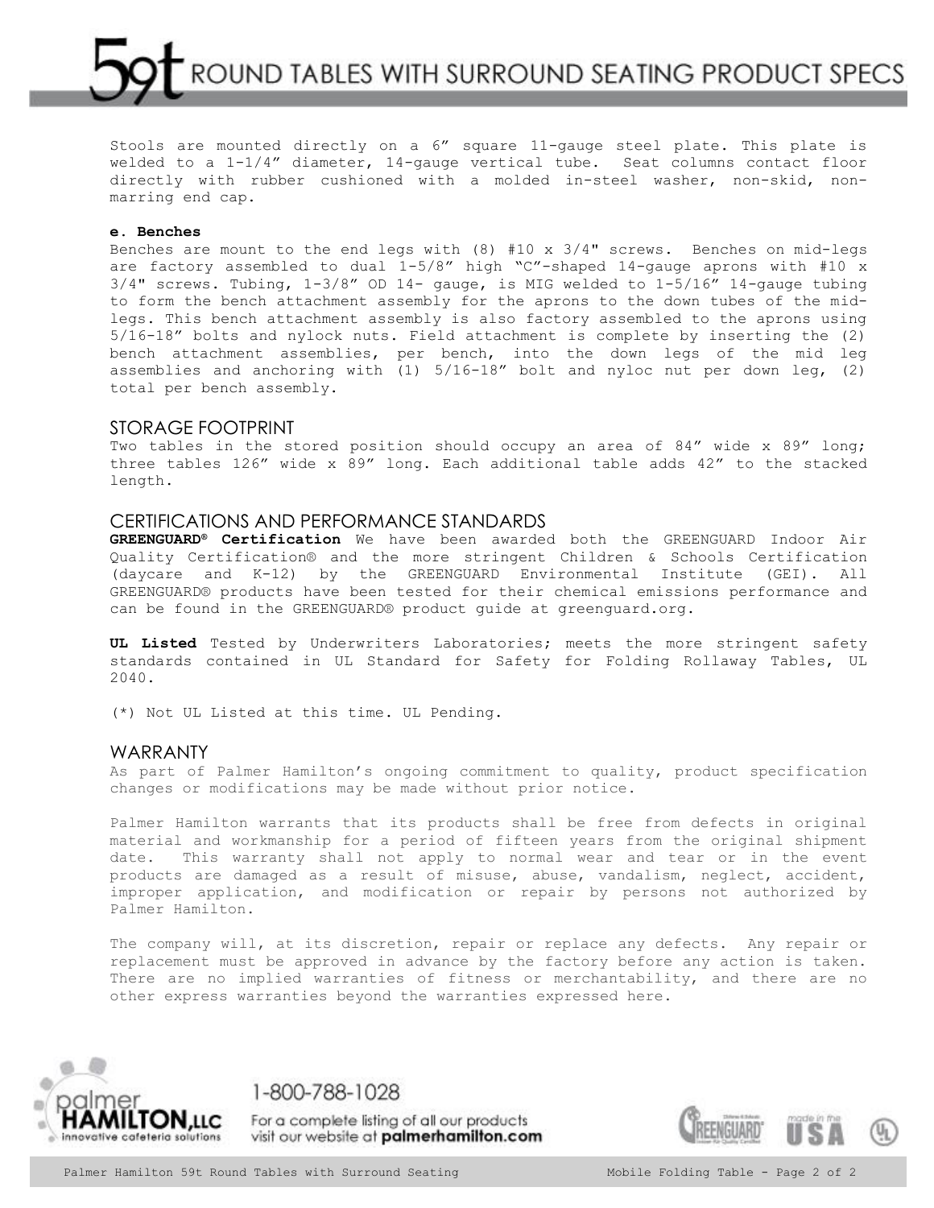# 59t ROUND TABLES WITH SURROUND SEATING PRODUCT SPECS

Stools are mounted directly on a 6" square 11-gauge steel plate. This plate is welded to a 1-1/4" diameter, 14-gauge vertical tube. Seat columns contact floor directly with rubber cushioned with a molded in-steel washer, non-skid, non-marring end cap.

**e. Benches**

Benches are mount to the end legs with (8) #10 x 3/4" screws. Benches on mid-legs are factory assembled to dual 1-5/8" high "C"-shaped 14-gauge aprons with #10 x 3/4" screws. Tubing, 1-3/8" OD 14- gauge, is MIG welded to 1-5/16" 14-gauge tubing to form the bench attachment assembly for the aprons to the down tubes of the mid-legs. This bench attachment assembly is also factory assembled to the aprons using 5/16-18" bolts and nylock nuts. Field attachment is complete by inserting the (2) bench attachment assemblies, per bench, into the down legs of the mid leg assemblies and anchoring with (1) 5/16-18" bolt and nyloc nut per down leg, (2) total per bench assembly.

## STORAGE FOOTPRINT

Two tables in the stored position should occupy an area of 84" wide x 89" long; three tables 126" wide x 89" long. Each additional table adds 42" to the stacked length.

## CERTIFICATIONS AND PERFORMANCE STANDARDS

**GREENGUARD® Certification** We have been awarded both the GREENGUARD Indoor Air Quality Certification® and the more stringent Children & Schools Certification (daycare and K-12) by the GREENGUARD Environmental Institute (GEI). All GREENGUARD® products have been tested for their chemical emissions performance and can be found in the GREENGUARD® product guide at greenguard.org.

**UL Listed** Tested by Underwriters Laboratories; meets the more stringent safety standards contained in UL Standard for Safety for Folding Rollaway Tables, UL 2040.

(*) Not UL Listed at this time. UL Pending.

## WARRANTY

As part of Palmer Hamilton's ongoing commitment to quality, product specification changes or modifications may be made without prior notice.

Palmer Hamilton warrants that its products shall be free from defects in original material and workmanship for a period of fifteen years from the original shipment date. This warranty shall not apply to normal wear and tear or in the event products are damaged as a result of misuse, abuse, vandalism, neglect, accident, improper application, and modification or repair by persons not authorized by Palmer Hamilton.

The company will, at its discretion, repair or replace any defects. Any repair or replacement must be approved in advance by the factory before any action is taken. There are no implied warranties of fitness or merchantability, and there are no other express warranties beyond the warranties expressed here.

palmer HAMILTON, LLC innovative cafeteria solutions

1-800-788-1028

For a complete listing of all our products visit our website at **palmerhamilton.com**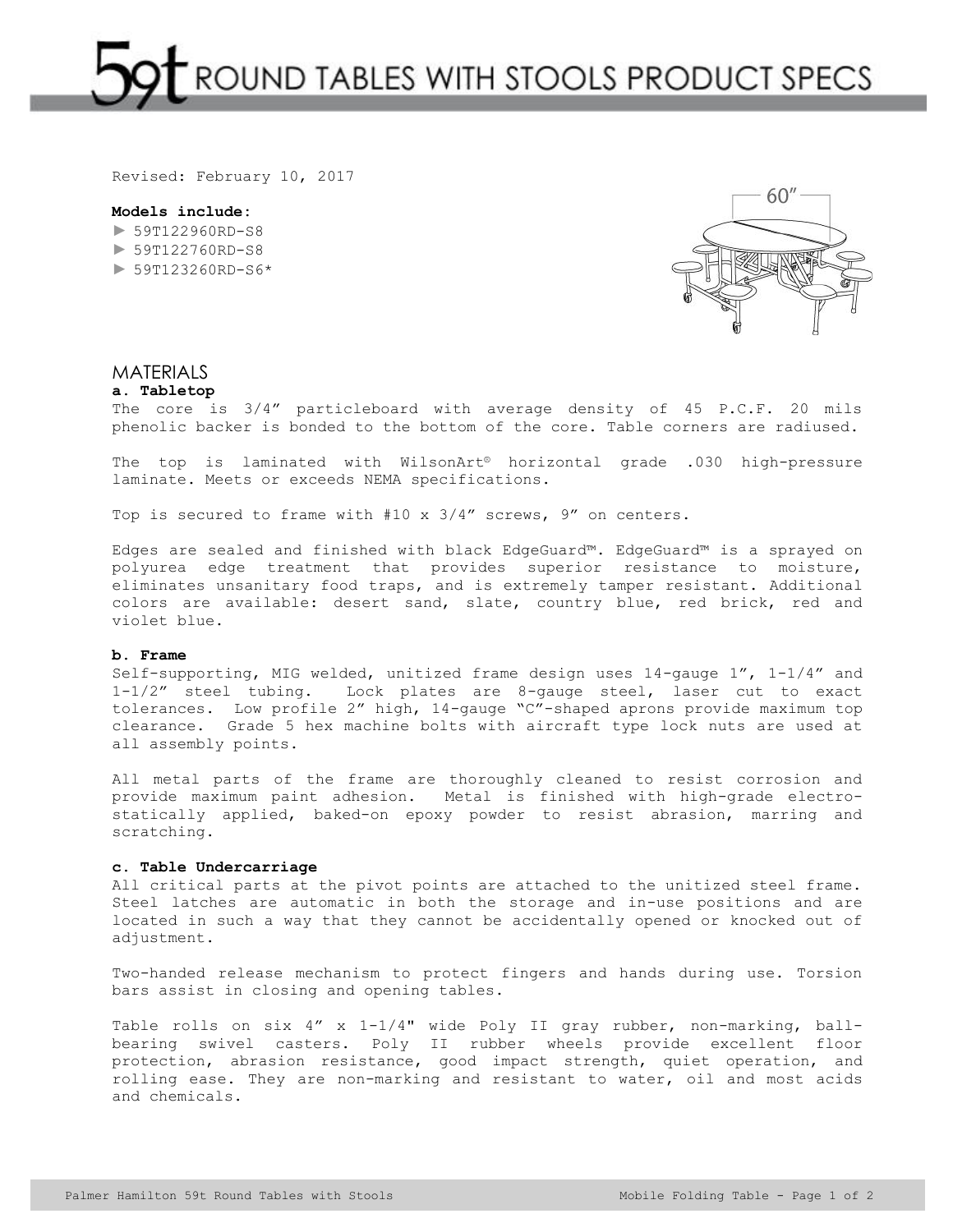# 59t ROUND TABLES WITH STOOLS PRODUCT SPECS

Revised: February 10, 2017

**Models include:**

- ► 59T122960RD-S8
- ► 59T122760RD-S8
- ► 59T123260RD-S6*

60″

## MATERIALS

### a. Tabletop

The core is 3/4" particleboard with average density of 45 P.C.F. 20 mils phenolic backer is bonded to the bottom of the core. Table corners are radiused.

The top is laminated with WilsonArt® horizontal grade .030 high-pressure laminate. Meets or exceeds NEMA specifications.

Top is secured to frame with #10 x 3/4" screws, 9" on centers.

Edges are sealed and finished with black EdgeGuard™. EdgeGuard™ is a sprayed on polyurea edge treatment that provides superior resistance to moisture, eliminates unsanitary food traps, and is extremely tamper resistant. Additional colors are available: desert sand, slate, country blue, red brick, red and violet blue.

### b. Frame

Self-supporting, MIG welded, unitized frame design uses 14-gauge 1", 1-1/4" and 1-1/2" steel tubing. Lock plates are 8-gauge steel, laser cut to exact tolerances. Low profile 2" high, 14-gauge "C"-shaped aprons provide maximum top clearance. Grade 5 hex machine bolts with aircraft type lock nuts are used at all assembly points.

All metal parts of the frame are thoroughly cleaned to resist corrosion and provide maximum paint adhesion. Metal is finished with high-grade electro-statically applied, baked-on epoxy powder to resist abrasion, marring and scratching.

### c. Table Undercarriage

All critical parts at the pivot points are attached to the unitized steel frame. Steel latches are automatic in both the storage and in-use positions and are located in such a way that they cannot be accidentally opened or knocked out of adjustment.

Two-handed release mechanism to protect fingers and hands during use. Torsion bars assist in closing and opening tables.

Table rolls on six 4" x 1-1/4" wide Poly II gray rubber, non-marking, ball-bearing swivel casters. Poly II rubber wheels provide excellent floor protection, abrasion resistance, good impact strength, quiet operation, and rolling ease. They are non-marking and resistant to water, oil and most acids and chemicals.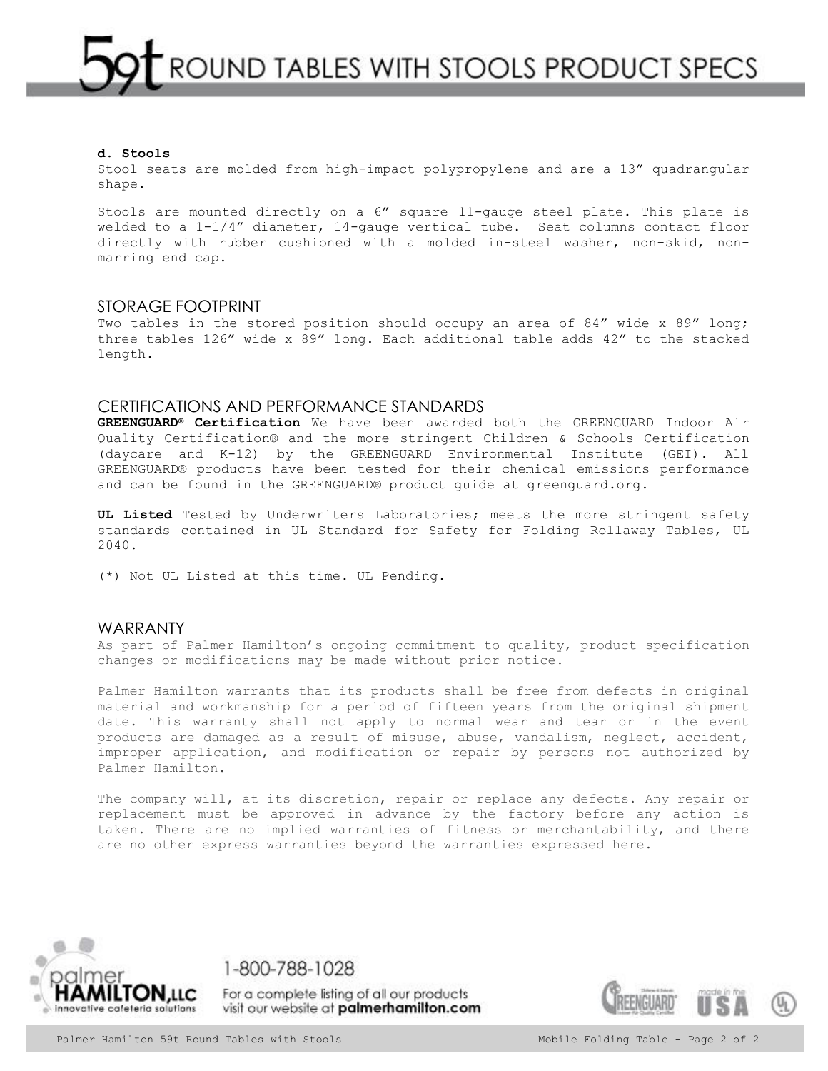**d. Stools**

Stool seats are molded from high-impact polypropylene and are a 13” quadrangular shape.

Stools are mounted directly on a 6” square 11-gauge steel plate. This plate is welded to a 1-1/4” diameter, 14-gauge vertical tube. Seat columns contact floor directly with rubber cushioned with a molded in-steel washer, non-skid, non-marring end cap.

## STORAGE FOOTPRINT

Two tables in the stored position should occupy an area of 84” wide x 89” long; three tables 126” wide x 89” long. Each additional table adds 42” to the stacked length.

## CERTIFICATIONS AND PERFORMANCE STANDARDS

**GREENGUARD® Certification** We have been awarded both the GREENGUARD Indoor Air Quality Certification® and the more stringent Children & Schools Certification (daycare and K-12) by the GREENGUARD Environmental Institute (GEI). All GREENGUARD® products have been tested for their chemical emissions performance and can be found in the GREENGUARD® product guide at greenguard.org.

**UL Listed** Tested by Underwriters Laboratories; meets the more stringent safety standards contained in UL Standard for Safety for Folding Rollaway Tables, UL 2040.

(*) Not UL Listed at this time. UL Pending.

## WARRANTY

As part of Palmer Hamilton’s ongoing commitment to quality, product specification changes or modifications may be made without prior notice.

Palmer Hamilton warrants that its products shall be free from defects in original material and workmanship for a period of fifteen years from the original shipment date. This warranty shall not apply to normal wear and tear or in the event products are damaged as a result of misuse, abuse, vandalism, neglect, accident, improper application, and modification or repair by persons not authorized by Palmer Hamilton.

The company will, at its discretion, repair or replace any defects. Any repair or replacement must be approved in advance by the factory before any action is taken. There are no implied warranties of fitness or merchantability, and there are no other express warranties beyond the warranties expressed here.

palmer HAMILTON, LLC innovative cafeteria solutions

1-800-788-1028

For a complete listing of all our products visit our website at **palmerhamilton.com**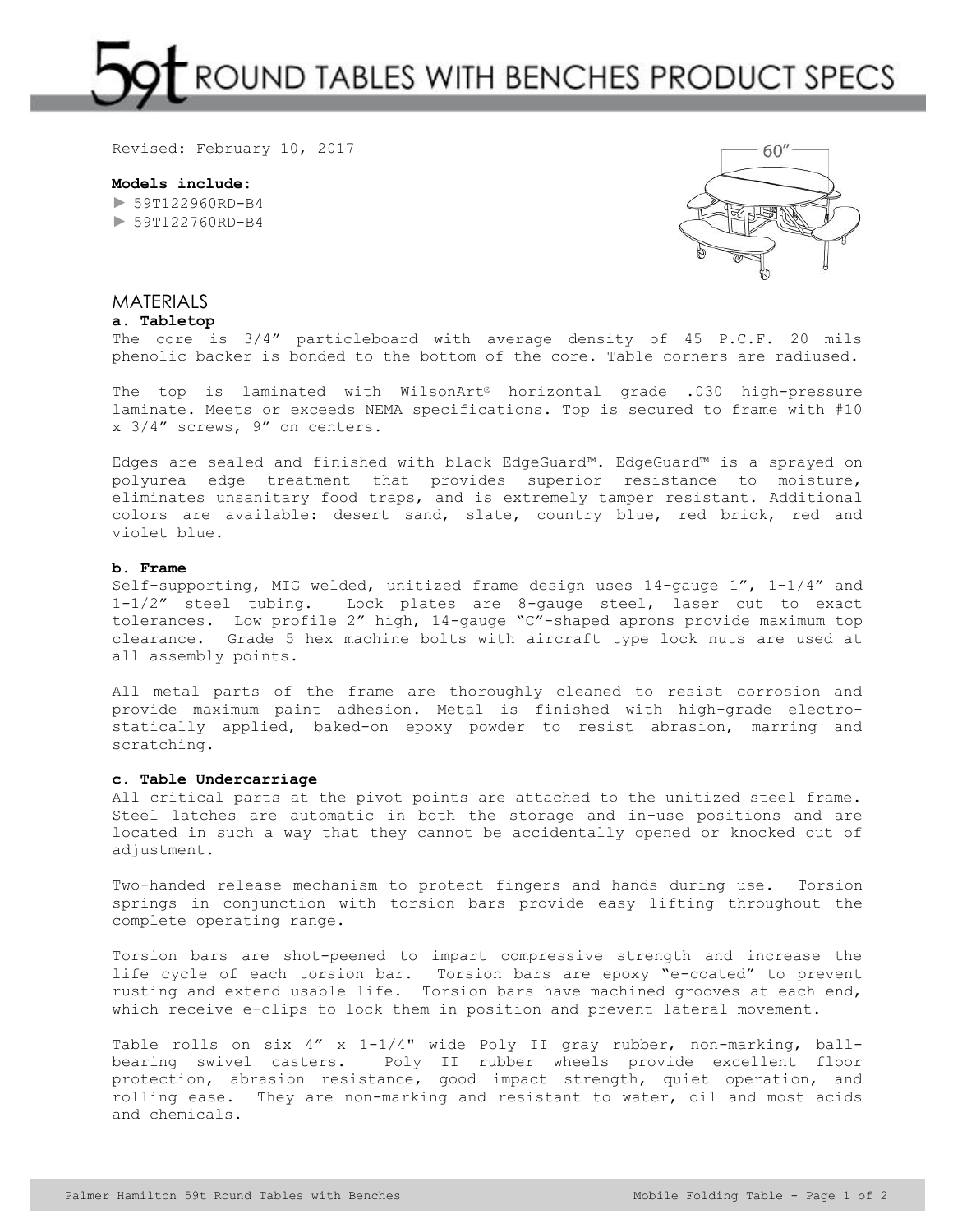# ROUND TABLES WITH BENCHES PRODUCT SPECS

Revised: February 10, 2017

**Models include:**

- ► 59T122960RD-B4
- ► 59T122760RD-B4

## MATERIALS

**a. Tabletop**

The core is 3/4" particleboard with average density of 45 P.C.F. 20 mils phenolic backer is bonded to the bottom of the core. Table corners are radiused.

The top is laminated with WilsonArt® horizontal grade .030 high-pressure laminate. Meets or exceeds NEMA specifications. Top is secured to frame with #10 x 3/4" screws, 9" on centers.

Edges are sealed and finished with black EdgeGuard™. EdgeGuard™ is a sprayed on polyurea edge treatment that provides superior resistance to moisture, eliminates unsanitary food traps, and is extremely tamper resistant. Additional colors are available: desert sand, slate, country blue, red brick, red and violet blue.

**b. Frame**

Self-supporting, MIG welded, unitized frame design uses 14-gauge 1", 1-1/4" and 1-1/2" steel tubing. Lock plates are 8-gauge steel, laser cut to exact tolerances. Low profile 2" high, 14-gauge "C"-shaped aprons provide maximum top clearance. Grade 5 hex machine bolts with aircraft type lock nuts are used at all assembly points.

All metal parts of the frame are thoroughly cleaned to resist corrosion and provide maximum paint adhesion. Metal is finished with high-grade electro-statically applied, baked-on epoxy powder to resist abrasion, marring and scratching.

**c. Table Undercarriage**

All critical parts at the pivot points are attached to the unitized steel frame. Steel latches are automatic in both the storage and in-use positions and are located in such a way that they cannot be accidentally opened or knocked out of adjustment.

Two-handed release mechanism to protect fingers and hands during use. Torsion springs in conjunction with torsion bars provide easy lifting throughout the complete operating range.

Torsion bars are shot-peened to impart compressive strength and increase the life cycle of each torsion bar. Torsion bars are epoxy "e-coated" to prevent rusting and extend usable life. Torsion bars have machined grooves at each end, which receive e-clips to lock them in position and prevent lateral movement.

Table rolls on six 4" x 1-1/4" wide Poly II gray rubber, non-marking, ball-bearing swivel casters. Poly II rubber wheels provide excellent floor protection, abrasion resistance, good impact strength, quiet operation, and rolling ease. They are non-marking and resistant to water, oil and most acids and chemicals.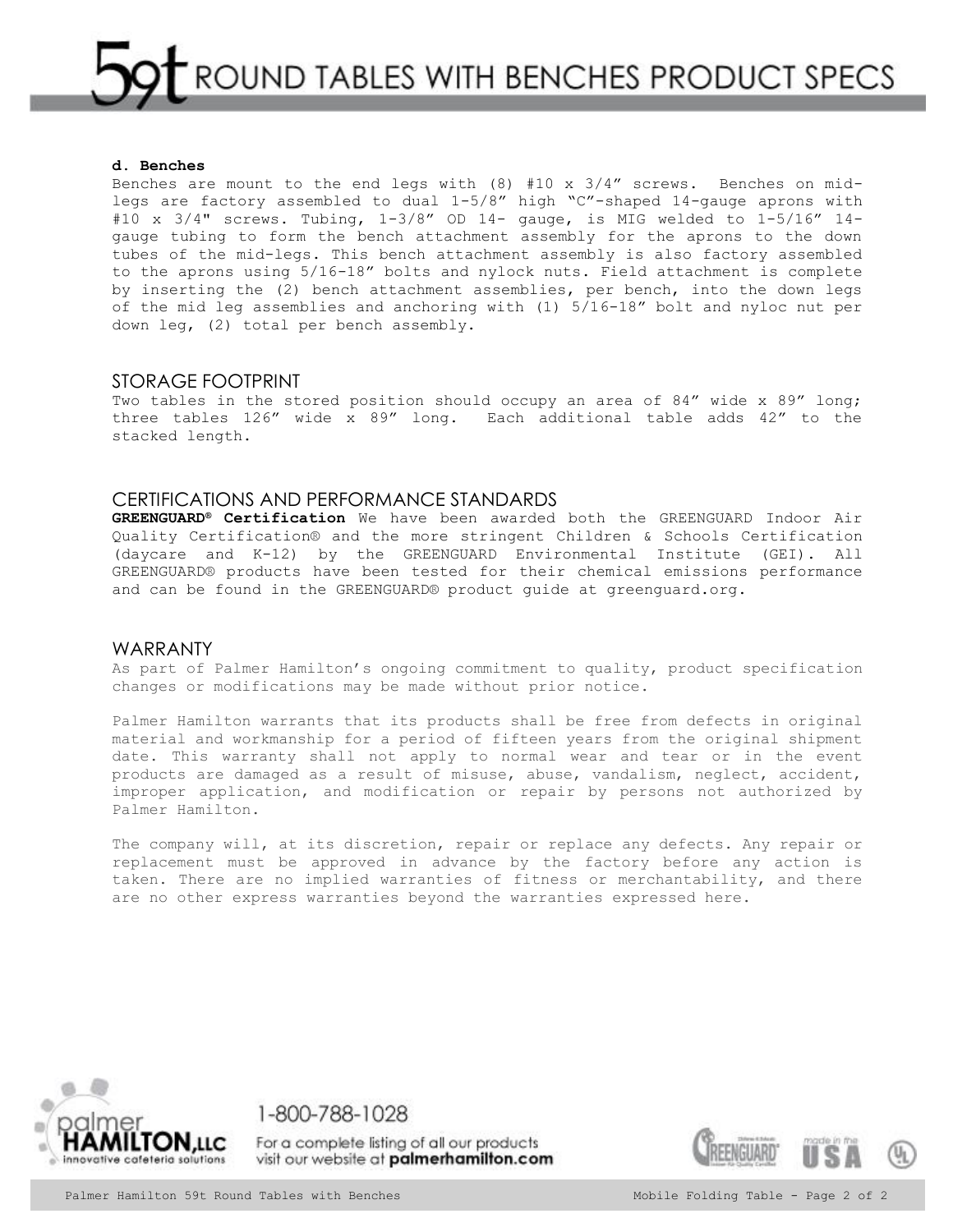**d. Benches**

Benches are mount to the end legs with (8) #10 x 3/4" screws. Benches on mid-legs are factory assembled to dual 1-5/8" high "C"-shaped 14-gauge aprons with #10 x 3/4" screws. Tubing, 1-3/8" OD 14- gauge, is MIG welded to 1-5/16" 14-gauge tubing to form the bench attachment assembly for the aprons to the down tubes of the mid-legs. This bench attachment assembly is also factory assembled to the aprons using 5/16-18" bolts and nylock nuts. Field attachment is complete by inserting the (2) bench attachment assemblies, per bench, into the down legs of the mid leg assemblies and anchoring with (1) 5/16-18" bolt and nyloc nut per down leg, (2) total per bench assembly.

## STORAGE FOOTPRINT

Two tables in the stored position should occupy an area of 84" wide x 89" long; three tables 126" wide x 89" long. Each additional table adds 42" to the stacked length.

## CERTIFICATIONS AND PERFORMANCE STANDARDS

**GREENGUARD® Certification** We have been awarded both the GREENGUARD Indoor Air Quality Certification® and the more stringent Children & Schools Certification (daycare and K-12) by the GREENGUARD Environmental Institute (GEI). All GREENGUARD® products have been tested for their chemical emissions performance and can be found in the GREENGUARD® product guide at greenguard.org.

## WARRANTY

As part of Palmer Hamilton's ongoing commitment to quality, product specification changes or modifications may be made without prior notice.

Palmer Hamilton warrants that its products shall be free from defects in original material and workmanship for a period of fifteen years from the original shipment date. This warranty shall not apply to normal wear and tear or in the event products are damaged as a result of misuse, abuse, vandalism, neglect, accident, improper application, and modification or repair by persons not authorized by Palmer Hamilton.

The company will, at its discretion, repair or replace any defects. Any repair or replacement must be approved in advance by the factory before any action is taken. There are no implied warranties of fitness or merchantability, and there are no other express warranties beyond the warranties expressed here.

palmer HAMILTON, LLC innovative cafeteria solutions

1-800-788-1028

For a complete listing of all our products visit our website at **palmerhamilton.com**